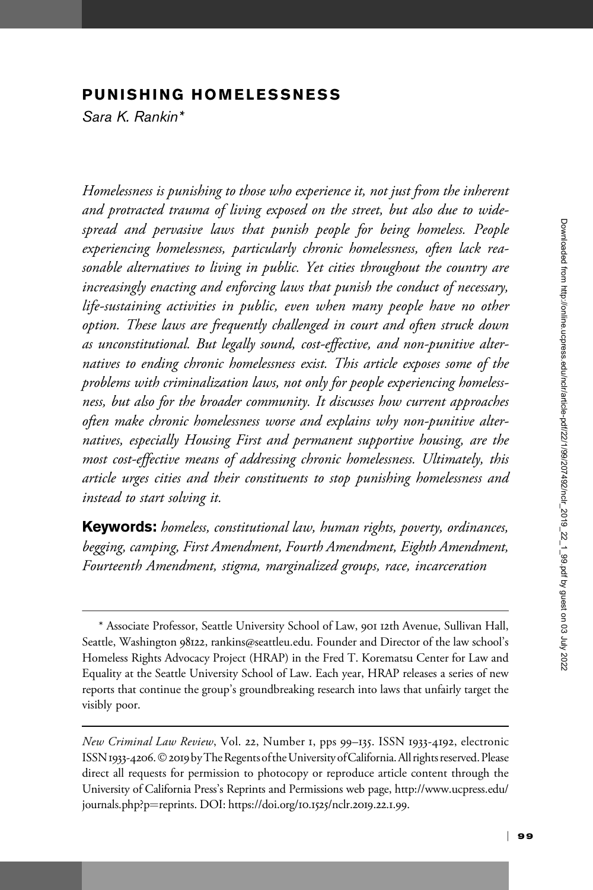# PUNISHING HOMELESSNESS

*Sara K. Rankin\**

*Homelessness is punishing to those who experience it, not just from the inherent and protracted trauma of living exposed on the street, but also due to widespread and pervasive laws that punish people for being homeless. People experiencing homelessness, particularly chronic homelessness, often lack reasonable alternatives to living in public. Yet cities throughout the country are increasingly enacting and enforcing laws that punish the conduct of necessary, life-sustaining activities in public, even when many people have no other option. These laws are frequently challenged in court and often struck down as unconstitutional. But legally sound, cost-effective, and non-punitive alternatives to ending chronic homelessness exist. This article exposes some of the problems with criminalization laws, not only for people experiencing homelessness, but also for the broader community. It discusses how current approaches often make chronic homelessness worse and explains why non-punitive alternatives, especially Housing First and permanent supportive housing, are the most cost-effective means of addressing chronic homelessness. Ultimately, this article urges cities and their constituents to stop punishing homelessness and instead to start solving it.*

**Keywords:** *homeless, constitutional law, human rights, poverty, ordinances, begging, camping, First Amendment, Fourth Amendment, Eighth Amendment, Fourteenth Amendment, stigma, marginalized groups, race, incarceration*

---

\* Associate Professor, Seattle University School of Law, 901 12th Avenue, Sullivan Hall, Seattle, Washington 98122, rankins@seattleu.edu. Founder and Director of the law school's Homeless Rights Advocacy Project (HRAP) in the Fred T. Korematsu Center for Law and Equality at the Seattle University School of Law. Each year, HRAP releases a series of new reports that continue the group's groundbreaking research into laws that unfairly target the visibly poor.

---

*New Criminal Law Review*, Vol. 22, Number 1, pps 99–135. ISSN 1933-4192, electronic ISSN 1933-4206. © 2019 by The Regents of the University of California. All rights reserved. Please direct all requests for permission to photocopy or reproduce article content through the University of California Press's Reprints and Permissions web page, http://www.ucpress.edu/journals.php?p=reprints. DOI: https://doi.org/10.1525/nclr.2019.22.1.99.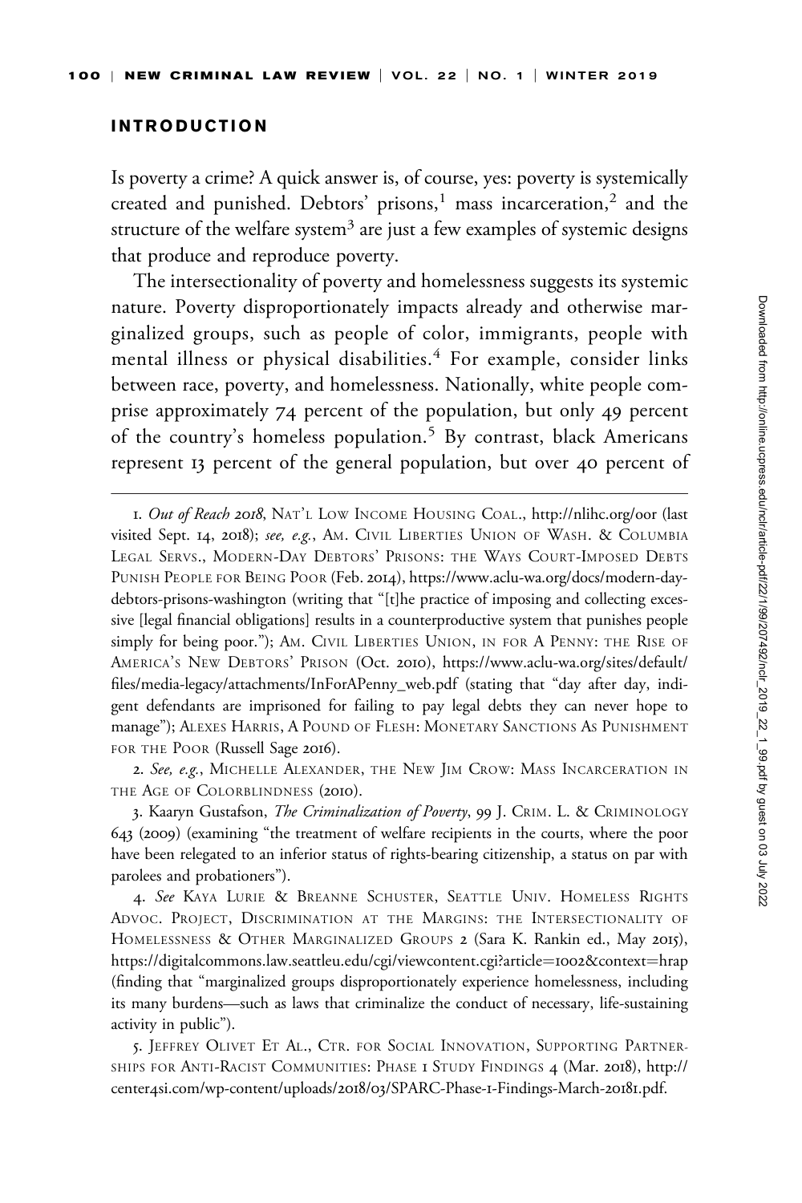## INTRODUCTION

Is poverty a crime? A quick answer is, of course, yes: poverty is systemically created and punished. Debtors' prisons,[1] mass incarceration,[2] and the structure of the welfare system[3] are just a few examples of systemic designs that produce and reproduce poverty.

The intersectionality of poverty and homelessness suggests its systemic nature. Poverty disproportionately impacts already and otherwise marginalized groups, such as people of color, immigrants, people with mental illness or physical disabilities.[4] For example, consider links between race, poverty, and homelessness. Nationally, white people comprise approximately 74 percent of the population, but only 49 percent of the country's homeless population.[5] By contrast, black Americans represent 13 percent of the general population, but over 40 percent of

---

1. *Out of Reach 2018*, NAT'L LOW INCOME HOUSING COAL., http://nlihc.org/oor (last visited Sept. 14, 2018); *see, e.g.*, AM. CIVIL LIBERTIES UNION OF WASH. & COLUMBIA LEGAL SERVS., MODERN-DAY DEBTORS' PRISONS: THE WAYS COURT-IMPOSED DEBTS PUNISH PEOPLE FOR BEING POOR (Feb. 2014), https://www.aclu-wa.org/docs/modern-day-debtors-prisons-washington (writing that "[t]he practice of imposing and collecting excessive [legal financial obligations] results in a counterproductive system that punishes people simply for being poor."); AM. CIVIL LIBERTIES UNION, IN FOR A PENNY: THE RISE OF AMERICA'S NEW DEBTORS' PRISON (Oct. 2010), https://www.aclu-wa.org/sites/default/files/media-legacy/attachments/InForAPenny_web.pdf (stating that "day after day, indigent defendants are imprisoned for failing to pay legal debts they can never hope to manage"); ALEXES HARRIS, A POUND OF FLESH: MONETARY SANCTIONS AS PUNISHMENT FOR THE POOR (Russell Sage 2016).

2. *See, e.g.*, MICHELLE ALEXANDER, THE NEW JIM CROW: MASS INCARCERATION IN THE AGE OF COLORBLINDNESS (2010).

3. Kaaryn Gustafson, *The Criminalization of Poverty*, 99 J. CRIM. L. & CRIMINOLOGY 643 (2009) (examining "the treatment of welfare recipients in the courts, where the poor have been relegated to an inferior status of rights-bearing citizenship, a status on par with parolees and probationers").

4. *See* KAYA LURIE & BREANNE SCHUSTER, SEATTLE UNIV. HOMELESS RIGHTS ADVOC. PROJECT, DISCRIMINATION AT THE MARGINS: THE INTERSECTIONALITY OF HOMELESSNESS & OTHER MARGINALIZED GROUPS 2 (Sara K. Rankin ed., May 2015), https://digitalcommons.law.seattleu.edu/cgi/viewcontent.cgi?article=1002&context=hrap (finding that "marginalized groups disproportionately experience homelessness, including its many burdens—such as laws that criminalize the conduct of necessary, life-sustaining activity in public").

5. JEFFREY OLIVET ET AL., CTR. FOR SOCIAL INNOVATION, SUPPORTING PARTNERSHIPS FOR ANTI-RACIST COMMUNITIES: PHASE 1 STUDY FINDINGS 4 (Mar. 2018), http://center4si.com/wp-content/uploads/2018/03/SPARC-Phase-1-Findings-March-20181.pdf.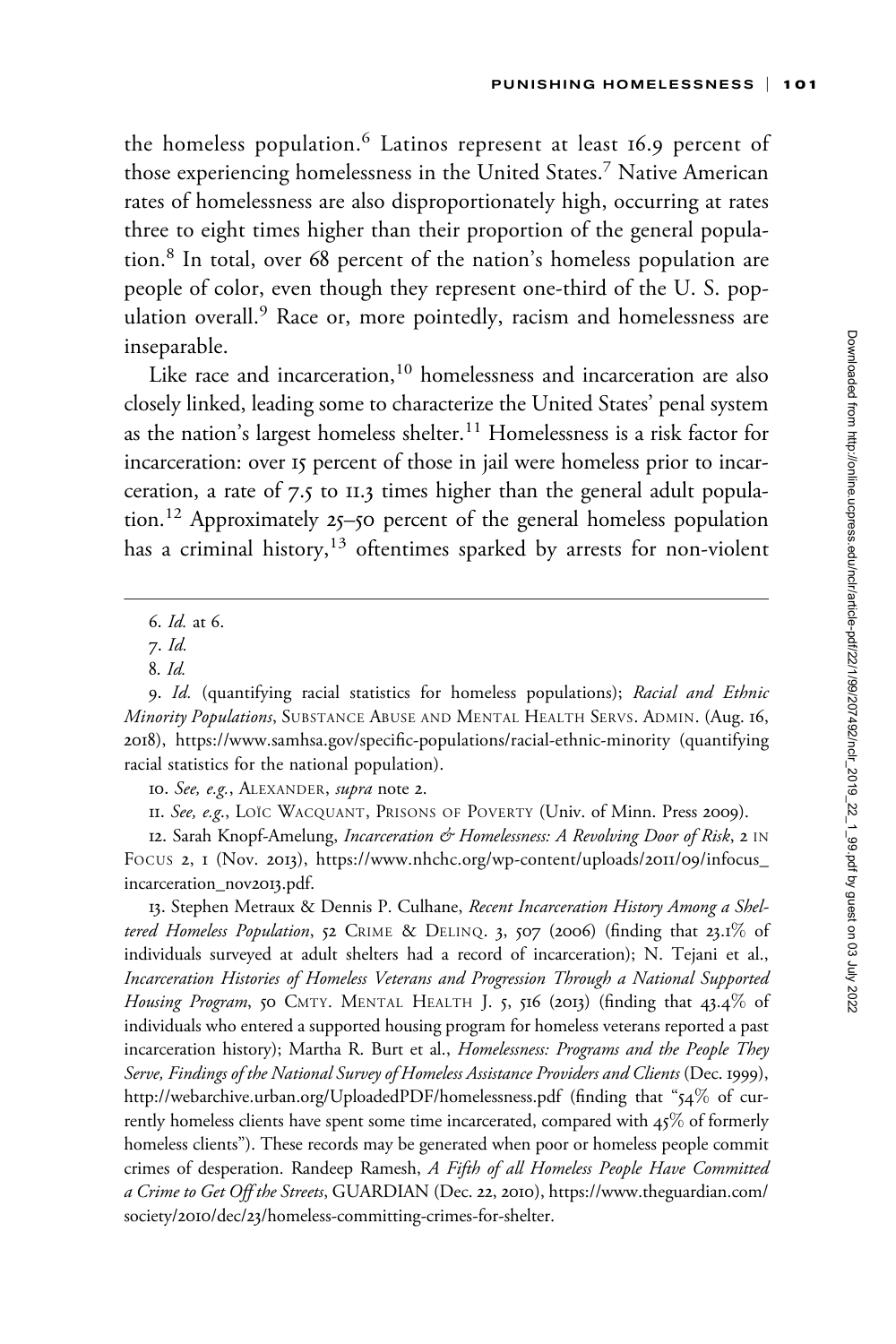the homeless population.[6] Latinos represent at least 16.9 percent of those experiencing homelessness in the United States.[7] Native American rates of homelessness are also disproportionately high, occurring at rates three to eight times higher than their proportion of the general population.[8] In total, over 68 percent of the nation's homeless population are people of color, even though they represent one-third of the U. S. population overall.[9] Race or, more pointedly, racism and homelessness are inseparable.

Like race and incarceration,[10] homelessness and incarceration are also closely linked, leading some to characterize the United States' penal system as the nation's largest homeless shelter.[11] Homelessness is a risk factor for incarceration: over 15 percent of those in jail were homeless prior to incarceration, a rate of 7.5 to 11.3 times higher than the general adult population.[12] Approximately 25–50 percent of the general homeless population has a criminal history,[13] oftentimes sparked by arrests for non-violent

---

6. *Id.* at 6.

7. *Id.*

8. *Id.*

9. *Id.* (quantifying racial statistics for homeless populations); *Racial and Ethnic Minority Populations*, SUBSTANCE ABUSE AND MENTAL HEALTH SERVS. ADMIN. (Aug. 16, 2018), https://www.samhsa.gov/specific-populations/racial-ethnic-minority (quantifying racial statistics for the national population).

10. *See, e.g.*, ALEXANDER, *supra* note 2.

11. *See, e.g.*, LOÏC WACQUANT, PRISONS OF POVERTY (Univ. of Minn. Press 2009).

12. Sarah Knopf-Amelung, *Incarceration & Homelessness: A Revolving Door of Risk*, 2 IN FOCUS 2, 1 (Nov. 2013), https://www.nhchc.org/wp-content/uploads/2011/09/infocus_incarceration_nov2013.pdf.

13. Stephen Metraux & Dennis P. Culhane, *Recent Incarceration History Among a Sheltered Homeless Population*, 52 CRIME & DELINQ. 3, 507 (2006) (finding that 23.1% of individuals surveyed at adult shelters had a record of incarceration); N. Tejani et al., *Incarceration Histories of Homeless Veterans and Progression Through a National Supported Housing Program*, 50 CMTY. MENTAL HEALTH J. 5, 516 (2013) (finding that 43.4% of individuals who entered a supported housing program for homeless veterans reported a past incarceration history); Martha R. Burt et al., *Homelessness: Programs and the People They Serve, Findings of the National Survey of Homeless Assistance Providers and Clients* (Dec. 1999), http://webarchive.urban.org/UploadedPDF/homelessness.pdf (finding that "54% of currently homeless clients have spent some time incarcerated, compared with 45% of formerly homeless clients"). These records may be generated when poor or homeless people commit crimes of desperation. Randeep Ramesh, *A Fifth of all Homeless People Have Committed a Crime to Get Off the Streets*, GUARDIAN (Dec. 22, 2010), https://www.theguardian.com/society/2010/dec/23/homeless-committing-crimes-for-shelter.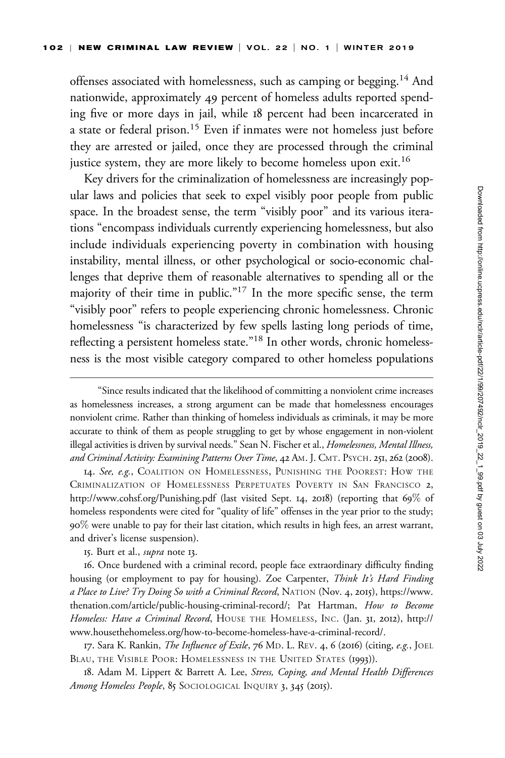offenses associated with homelessness, such as camping or begging.[14] And nationwide, approximately 49 percent of homeless adults reported spending five or more days in jail, while 18 percent had been incarcerated in a state or federal prison.[15] Even if inmates were not homeless just before they are arrested or jailed, once they are processed through the criminal justice system, they are more likely to become homeless upon exit.[16]

Key drivers for the criminalization of homelessness are increasingly popular laws and policies that seek to expel visibly poor people from public space. In the broadest sense, the term "visibly poor" and its various iterations "encompass individuals currently experiencing homelessness, but also include individuals experiencing poverty in combination with housing instability, mental illness, or other psychological or socio-economic challenges that deprive them of reasonable alternatives to spending all or the majority of their time in public."[17] In the more specific sense, the term "visibly poor" refers to people experiencing chronic homelessness. Chronic homelessness "is characterized by few spells lasting long periods of time, reflecting a persistent homeless state."[18] In other words, chronic homelessness is the most visible category compared to other homeless populations

---

"Since results indicated that the likelihood of committing a nonviolent crime increases as homelessness increases, a strong argument can be made that homelessness encourages nonviolent crime. Rather than thinking of homeless individuals as criminals, it may be more accurate to think of them as people struggling to get by whose engagement in non-violent illegal activities is driven by survival needs." Sean N. Fischer et al., *Homelessness, Mental Illness, and Criminal Activity: Examining Patterns Over Time*, 42 AM. J. CMT. PSYCH. 251, 262 (2008).

14. *See, e.g.*, COALITION ON HOMELESSNESS, PUNISHING THE POOREST: HOW THE CRIMINALIZATION OF HOMELESSNESS PERPETUATES POVERTY IN SAN FRANCISCO 2, http://www.cohsf.org/Punishing.pdf (last visited Sept. 14, 2018) (reporting that 69% of homeless respondents were cited for "quality of life" offenses in the year prior to the study; 90% were unable to pay for their last citation, which results in high fees, an arrest warrant, and driver's license suspension).

15. Burt et al., *supra* note 13.

16. Once burdened with a criminal record, people face extraordinary difficulty finding housing (or employment to pay for housing). Zoe Carpenter, *Think It's Hard Finding a Place to Live? Try Doing So with a Criminal Record*, NATION (Nov. 4, 2015), https://www.thenation.com/article/public-housing-criminal-record/; Pat Hartman, *How to Become Homeless: Have a Criminal Record*, HOUSE THE HOMELESS, INC. (Jan. 31, 2012), http://www.housethehomeless.org/how-to-become-homeless-have-a-criminal-record/.

17. Sara K. Rankin, *The Influence of Exile*, 76 MD. L. REV. 4, 6 (2016) (citing, *e.g.*, JOEL BLAU, THE VISIBLE POOR: HOMELESSNESS IN THE UNITED STATES (1993)).

18. Adam M. Lippert & Barrett A. Lee, *Stress, Coping, and Mental Health Differences Among Homeless People*, 85 SOCIOLOGICAL INQUIRY 3, 345 (2015).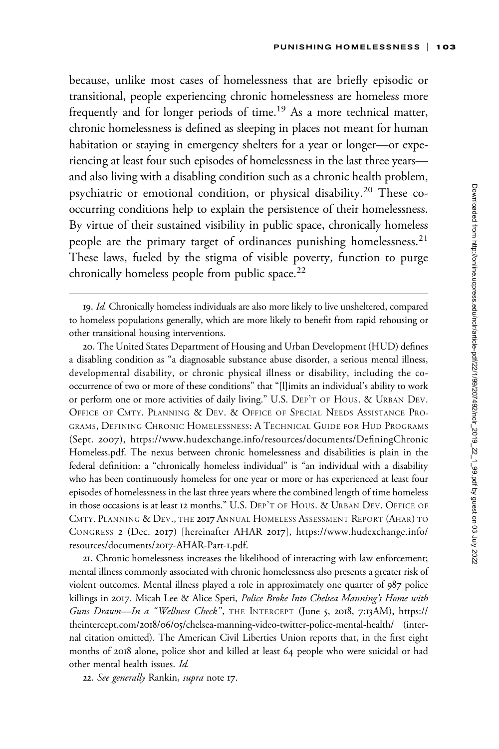because, unlike most cases of homelessness that are briefly episodic or transitional, people experiencing chronic homelessness are homeless more frequently and for longer periods of time.[19] As a more technical matter, chronic homelessness is defined as sleeping in places not meant for human habitation or staying in emergency shelters for a year or longer—or experiencing at least four such episodes of homelessness in the last three years—and also living with a disabling condition such as a chronic health problem, psychiatric or emotional condition, or physical disability.[20] These co-occurring conditions help to explain the persistence of their homelessness. By virtue of their sustained visibility in public space, chronically homeless people are the primary target of ordinances punishing homelessness.[21] These laws, fueled by the stigma of visible poverty, function to purge chronically homeless people from public space.[22]

---

19. *Id.* Chronically homeless individuals are also more likely to live unsheltered, compared to homeless populations generally, which are more likely to benefit from rapid rehousing or other transitional housing interventions.

20. The United States Department of Housing and Urban Development (HUD) defines a disabling condition as "a diagnosable substance abuse disorder, a serious mental illness, developmental disability, or chronic physical illness or disability, including the co-occurrence of two or more of these conditions" that "[l]imits an individual's ability to work or perform one or more activities of daily living." U.S. Dep't of Hous. & Urban Dev. Office of Cmty. Planning & Dev. & Office of Special Needs Assistance Programs, Defining Chronic Homelessness: A Technical Guide for HUD Programs (Sept. 2007), https://www.hudexchange.info/resources/documents/DefiningChronicHomeless.pdf. The nexus between chronic homelessness and disabilities is plain in the federal definition: a "chronically homeless individual" is "an individual with a disability who has been continuously homeless for one year or more or has experienced at least four episodes of homelessness in the last three years where the combined length of time homeless in those occasions is at least 12 months." U.S. Dep't of Hous. & Urban Dev. Office of Cmty. Planning & Dev., the 2017 Annual Homeless Assessment Report (AHAR) to Congress 2 (Dec. 2017) [hereinafter AHAR 2017], https://www.hudexchange.info/resources/documents/2017-AHAR-Part-1.pdf.

21. Chronic homelessness increases the likelihood of interacting with law enforcement; mental illness commonly associated with chronic homelessness also presents a greater risk of violent outcomes. Mental illness played a role in approximately one quarter of 987 police killings in 2017. Micah Lee & Alice Speri, *Police Broke Into Chelsea Manning's Home with Guns Drawn—In a "Wellness Check"*, The Intercept (June 5, 2018, 7:13AM), https://theintercept.com/2018/06/05/chelsea-manning-video-twitter-police-mental-health/ (internal citation omitted). The American Civil Liberties Union reports that, in the first eight months of 2018 alone, police shot and killed at least 64 people who were suicidal or had other mental health issues. *Id.*

22. *See generally* Rankin, *supra* note 17.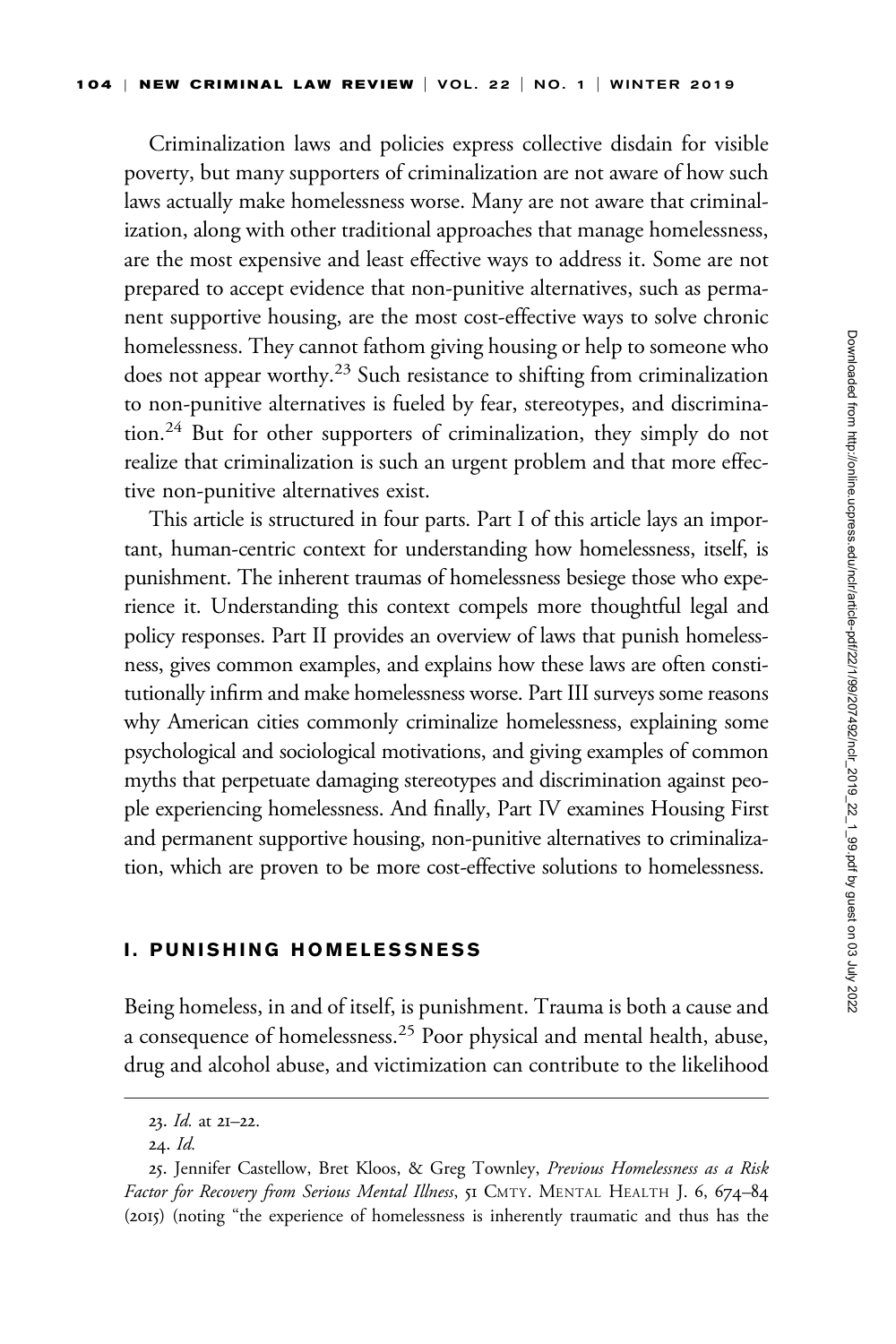Criminalization laws and policies express collective disdain for visible poverty, but many supporters of criminalization are not aware of how such laws actually make homelessness worse. Many are not aware that criminalization, along with other traditional approaches that manage homelessness, are the most expensive and least effective ways to address it. Some are not prepared to accept evidence that non-punitive alternatives, such as permanent supportive housing, are the most cost-effective ways to solve chronic homelessness. They cannot fathom giving housing or help to someone who does not appear worthy.[23] Such resistance to shifting from criminalization to non-punitive alternatives is fueled by fear, stereotypes, and discrimination.[24] But for other supporters of criminalization, they simply do not realize that criminalization is such an urgent problem and that more effective non-punitive alternatives exist.

This article is structured in four parts. Part I of this article lays an important, human-centric context for understanding how homelessness, itself, is punishment. The inherent traumas of homelessness besiege those who experience it. Understanding this context compels more thoughtful legal and policy responses. Part II provides an overview of laws that punish homelessness, gives common examples, and explains how these laws are often constitutionally infirm and make homelessness worse. Part III surveys some reasons why American cities commonly criminalize homelessness, explaining some psychological and sociological motivations, and giving examples of common myths that perpetuate damaging stereotypes and discrimination against people experiencing homelessness. And finally, Part IV examines Housing First and permanent supportive housing, non-punitive alternatives to criminalization, which are proven to be more cost-effective solutions to homelessness.

## I. PUNISHING HOMELESSNESS

Being homeless, in and of itself, is punishment. Trauma is both a cause and a consequence of homelessness.[25] Poor physical and mental health, abuse, drug and alcohol abuse, and victimization can contribute to the likelihood

---

23. *Id.* at 21–22.

24. *Id.*

25. Jennifer Castellow, Bret Kloos, & Greg Townley, *Previous Homelessness as a Risk Factor for Recovery from Serious Mental Illness*, 51 CMTY. MENTAL HEALTH J. 6, 674–84 (2015) (noting "the experience of homelessness is inherently traumatic and thus has the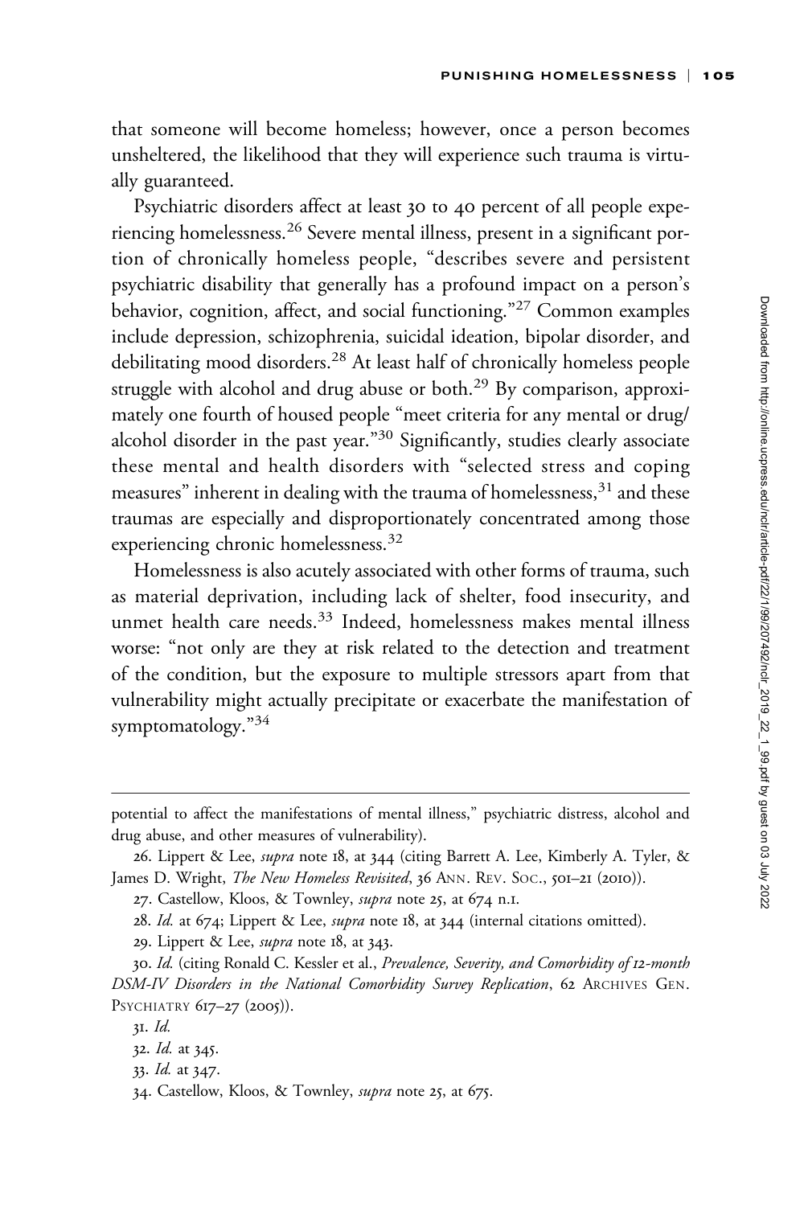that someone will become homeless; however, once a person becomes unsheltered, the likelihood that they will experience such trauma is virtually guaranteed.

Psychiatric disorders affect at least 30 to 40 percent of all people experiencing homelessness.[26] Severe mental illness, present in a significant portion of chronically homeless people, "describes severe and persistent psychiatric disability that generally has a profound impact on a person's behavior, cognition, affect, and social functioning."[27] Common examples include depression, schizophrenia, suicidal ideation, bipolar disorder, and debilitating mood disorders.[28] At least half of chronically homeless people struggle with alcohol and drug abuse or both.[29] By comparison, approximately one fourth of housed people "meet criteria for any mental or drug/alcohol disorder in the past year."[30] Significantly, studies clearly associate these mental and health disorders with "selected stress and coping measures" inherent in dealing with the trauma of homelessness,[31] and these traumas are especially and disproportionately concentrated among those experiencing chronic homelessness.[32]

Homelessness is also acutely associated with other forms of trauma, such as material deprivation, including lack of shelter, food insecurity, and unmet health care needs.[33] Indeed, homelessness makes mental illness worse: "not only are they at risk related to the detection and treatment of the condition, but the exposure to multiple stressors apart from that vulnerability might actually precipitate or exacerbate the manifestation of symptomatology."[34]

---

potential to affect the manifestations of mental illness," psychiatric distress, alcohol and drug abuse, and other measures of vulnerability).

26. Lippert & Lee, *supra* note 18, at 344 (citing Barrett A. Lee, Kimberly A. Tyler, & James D. Wright, *The New Homeless Revisited*, 36 ANN. REV. SOC., 501–21 (2010)).

27. Castellow, Kloos, & Townley, *supra* note 25, at 674 n.1.

28. *Id.* at 674; Lippert & Lee, *supra* note 18, at 344 (internal citations omitted).

29. Lippert & Lee, *supra* note 18, at 343.

30. *Id.* (citing Ronald C. Kessler et al., *Prevalence, Severity, and Comorbidity of 12-month DSM-IV Disorders in the National Comorbidity Survey Replication*, 62 ARCHIVES GEN. PSYCHIATRY 617–27 (2005)).

31. *Id.*

32. *Id.* at 345.

33. *Id.* at 347.

34. Castellow, Kloos, & Townley, *supra* note 25, at 675.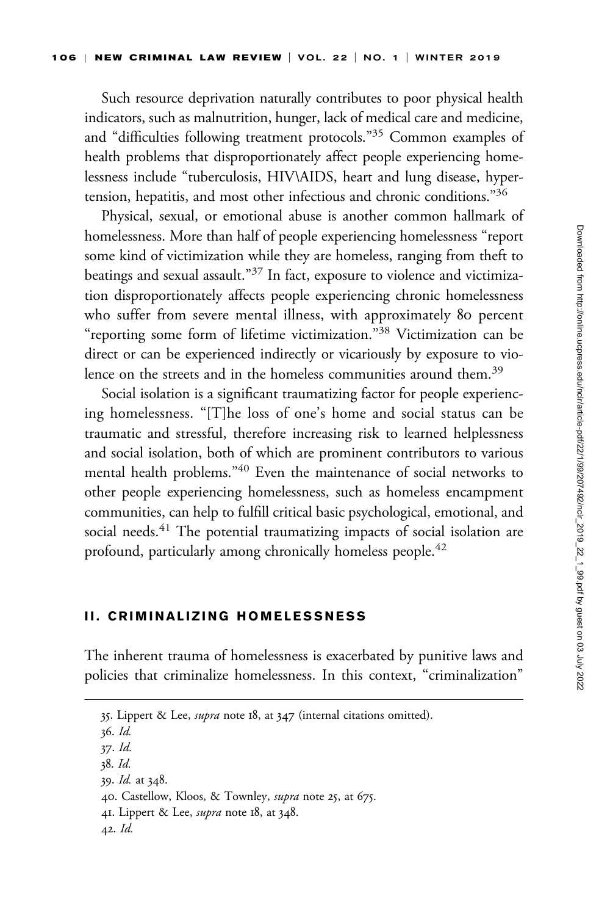Such resource deprivation naturally contributes to poor physical health indicators, such as malnutrition, hunger, lack of medical care and medicine, and "difficulties following treatment protocols."[35] Common examples of health problems that disproportionately affect people experiencing homelessness include "tuberculosis, HIV\AIDS, heart and lung disease, hypertension, hepatitis, and most other infectious and chronic conditions."[36]

Physical, sexual, or emotional abuse is another common hallmark of homelessness. More than half of people experiencing homelessness "report some kind of victimization while they are homeless, ranging from theft to beatings and sexual assault."[37] In fact, exposure to violence and victimization disproportionately affects people experiencing chronic homelessness who suffer from severe mental illness, with approximately 80 percent "reporting some form of lifetime victimization."[38] Victimization can be direct or can be experienced indirectly or vicariously by exposure to violence on the streets and in the homeless communities around them.[39]

Social isolation is a significant traumatizing factor for people experiencing homelessness. "[T]he loss of one's home and social status can be traumatic and stressful, therefore increasing risk to learned helplessness and social isolation, both of which are prominent contributors to various mental health problems."[40] Even the maintenance of social networks to other people experiencing homelessness, such as homeless encampment communities, can help to fulfill critical basic psychological, emotional, and social needs.[41] The potential traumatizing impacts of social isolation are profound, particularly among chronically homeless people.[42]

## II. CRIMINALIZING HOMELESSNESS

The inherent trauma of homelessness is exacerbated by punitive laws and policies that criminalize homelessness. In this context, "criminalization"

---

35. Lippert & Lee, *supra* note 18, at 347 (internal citations omitted).
36. *Id.*
37. *Id.*
38. *Id.*
39. *Id.* at 348.
40. Castellow, Kloos, & Townley, *supra* note 25, at 675.
41. Lippert & Lee, *supra* note 18, at 348.
42. *Id.*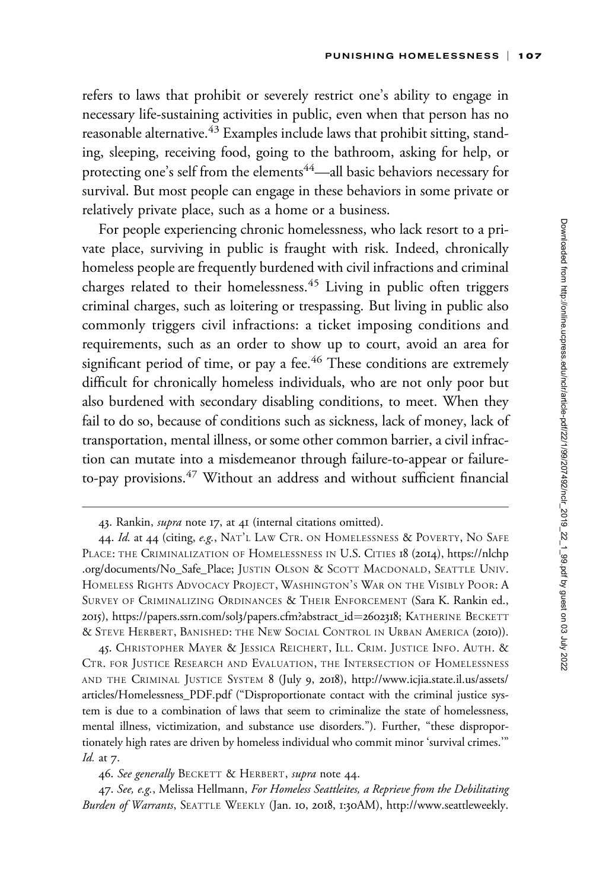refers to laws that prohibit or severely restrict one's ability to engage in necessary life-sustaining activities in public, even when that person has no reasonable alternative.[43] Examples include laws that prohibit sitting, standing, sleeping, receiving food, going to the bathroom, asking for help, or protecting one's self from the elements[44]—all basic behaviors necessary for survival. But most people can engage in these behaviors in some private or relatively private place, such as a home or a business.

For people experiencing chronic homelessness, who lack resort to a private place, surviving in public is fraught with risk. Indeed, chronically homeless people are frequently burdened with civil infractions and criminal charges related to their homelessness.[45] Living in public often triggers criminal charges, such as loitering or trespassing. But living in public also commonly triggers civil infractions: a ticket imposing conditions and requirements, such as an order to show up to court, avoid an area for significant period of time, or pay a fee.[46] These conditions are extremely difficult for chronically homeless individuals, who are not only poor but also burdened with secondary disabling conditions, to meet. When they fail to do so, because of conditions such as sickness, lack of money, lack of transportation, mental illness, or some other common barrier, a civil infraction can mutate into a misdemeanor through failure-to-appear or failure-to-pay provisions.[47] Without an address and without sufficient financial

---

43. Rankin, *supra* note 17, at 41 (internal citations omitted).

44. *Id.* at 44 (citing, *e.g.*, NAT'L LAW CTR. ON HOMELESSNESS & POVERTY, NO SAFE PLACE: THE CRIMINALIZATION OF HOMELESSNESS IN U.S. CITIES 18 (2014), https://nlchp.org/documents/No_Safe_Place; JUSTIN OLSON & SCOTT MACDONALD, SEATTLE UNIV. HOMELESS RIGHTS ADVOCACY PROJECT, WASHINGTON'S WAR ON THE VISIBLY POOR: A SURVEY OF CRIMINALIZING ORDINANCES & THEIR ENFORCEMENT (Sara K. Rankin ed., 2015), https://papers.ssrn.com/sol3/papers.cfm?abstract_id=2602318; KATHERINE BECKETT & STEVE HERBERT, BANISHED: THE NEW SOCIAL CONTROL IN URBAN AMERICA (2010)).

45. CHRISTOPHER MAYER & JESSICA REICHERT, ILL. CRIM. JUSTICE INFO. AUTH. & CTR. FOR JUSTICE RESEARCH AND EVALUATION, THE INTERSECTION OF HOMELESSNESS AND THE CRIMINAL JUSTICE SYSTEM 8 (July 9, 2018), http://www.icjia.state.il.us/assets/articles/Homelessness_PDF.pdf ("Disproportionate contact with the criminal justice system is due to a combination of laws that seem to criminalize the state of homelessness, mental illness, victimization, and substance use disorders."). Further, "these disproportionately high rates are driven by homeless individual who commit minor 'survival crimes.'" *Id.* at 7.

46. *See generally* BECKETT & HERBERT, *supra* note 44.

47. *See, e.g.*, Melissa Hellmann, *For Homeless Seattleites, a Reprieve from the Debilitating Burden of Warrants*, SEATTLE WEEKLY (Jan. 10, 2018, 1:30AM), http://www.seattleweekly.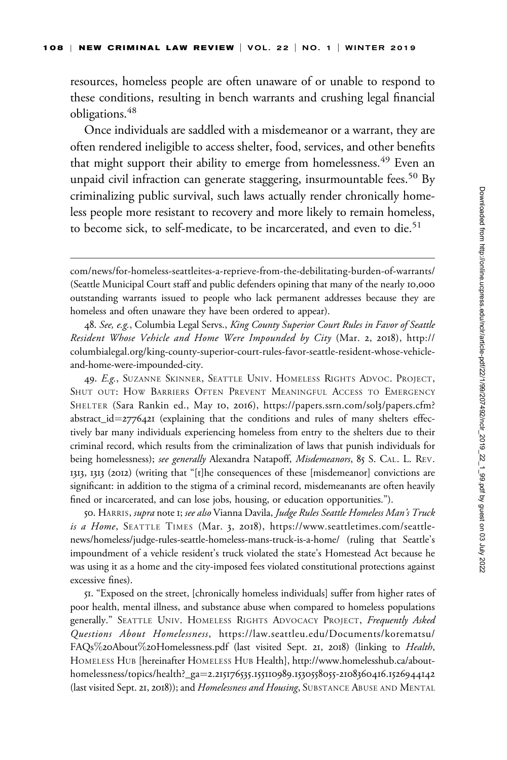resources, homeless people are often unaware of or unable to respond to these conditions, resulting in bench warrants and crushing legal financial obligations.[48]

Once individuals are saddled with a misdemeanor or a warrant, they are often rendered ineligible to access shelter, food, services, and other benefits that might support their ability to emerge from homelessness.[49] Even an unpaid civil infraction can generate staggering, insurmountable fees.[50] By criminalizing public survival, such laws actually render chronically homeless people more resistant to recovery and more likely to remain homeless, to become sick, to self-medicate, to be incarcerated, and even to die.[51]

---

com/news/for-homeless-seattleites-a-reprieve-from-the-debilitating-burden-of-warrants/ (Seattle Municipal Court staff and public defenders opining that many of the nearly 10,000 outstanding warrants issued to people who lack permanent addresses because they are homeless and often unaware they have been ordered to appear).

48. *See, e.g.*, Columbia Legal Servs., *King County Superior Court Rules in Favor of Seattle Resident Whose Vehicle and Home Were Impounded by City* (Mar. 2, 2018), http://columbialegal.org/king-county-superior-court-rules-favor-seattle-resident-whose-vehicle-and-home-were-impounded-city.

49. *E.g.*, Suzanne Skinner, Seattle Univ. Homeless Rights Advoc. Project, Shut Out: How Barriers Often Prevent Meaningful Access to Emergency Shelter (Sara Rankin ed., May 10, 2016), https://papers.ssrn.com/sol3/papers.cfm?abstract_id=2776421 (explaining that the conditions and rules of many shelters effectively bar many individuals experiencing homeless from entry to the shelters due to their criminal record, which results from the criminalization of laws that punish individuals for being homelessness); *see generally* Alexandra Natapoff, *Misdemeanors*, 85 S. Cal. L. Rev. 1313, 1313 (2012) (writing that "[t]he consequences of these [misdemeanor] convictions are significant: in addition to the stigma of a criminal record, misdemeanants are often heavily fined or incarcerated, and can lose jobs, housing, or education opportunities.").

50. Harris, *supra* note 1; *see also* Vianna Davila, *Judge Rules Seattle Homeless Man's Truck is a Home*, Seattle Times (Mar. 3, 2018), https://www.seattletimes.com/seattle-news/homeless/judge-rules-seattle-homeless-mans-truck-is-a-home/ (ruling that Seattle's impoundment of a vehicle resident's truck violated the state's Homestead Act because he was using it as a home and the city-imposed fees violated constitutional protections against excessive fines).

51. "Exposed on the street, [chronically homeless individuals] suffer from higher rates of poor health, mental illness, and substance abuse when compared to homeless populations generally." Seattle Univ. Homeless Rights Advocacy Project, *Frequently Asked Questions About Homelessness*, https://law.seattleu.edu/Documents/korematsu/FAQs%20About%20Homelessness.pdf (last visited Sept. 21, 2018) (linking to *Health*, Homeless Hub [hereinafter Homeless Hub Health], http://www.homelesshub.ca/about-homelessness/topics/health?_ga=2.215176535.155110989.1530558055-2108360416.1526944142 (last visited Sept. 21, 2018)); and *Homelessness and Housing*, Substance Abuse and Mental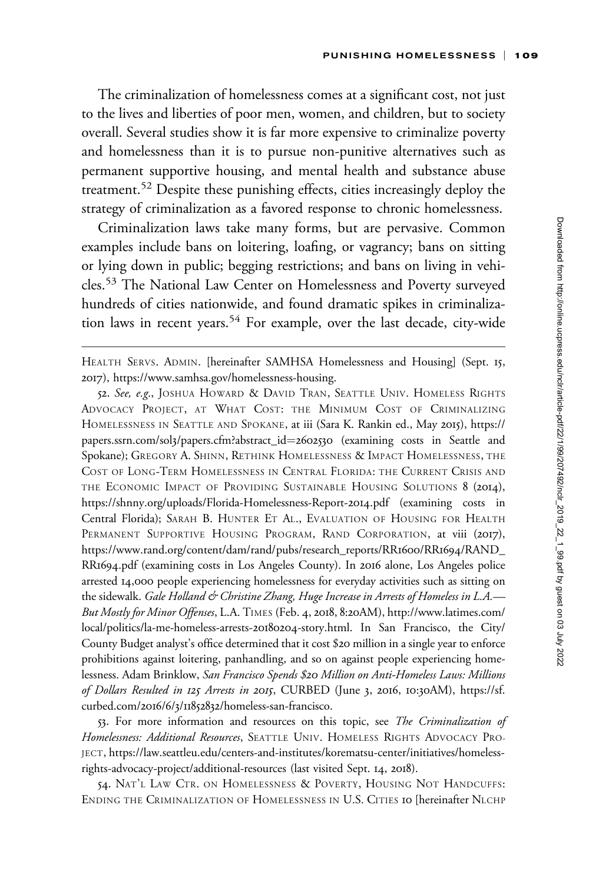The criminalization of homelessness comes at a significant cost, not just to the lives and liberties of poor men, women, and children, but to society overall. Several studies show it is far more expensive to criminalize poverty and homelessness than it is to pursue non-punitive alternatives such as permanent supportive housing, and mental health and substance abuse treatment.[52] Despite these punishing effects, cities increasingly deploy the strategy of criminalization as a favored response to chronic homelessness.

Criminalization laws take many forms, but are pervasive. Common examples include bans on loitering, loafing, or vagrancy; bans on sitting or lying down in public; begging restrictions; and bans on living in vehicles.[53] The National Law Center on Homelessness and Poverty surveyed hundreds of cities nationwide, and found dramatic spikes in criminalization laws in recent years.[54] For example, over the last decade, city-wide

---

Health Servs. Admin. [hereinafter SAMHSA Homelessness and Housing] (Sept. 15, 2017), https://www.samhsa.gov/homelessness-housing.

52. *See, e.g.*, Joshua Howard & David Tran, Seattle Univ. Homeless Rights Advocacy Project, At What Cost: the Minimum Cost of Criminalizing Homelessness in Seattle and Spokane, at iii (Sara K. Rankin ed., May 2015), https://papers.ssrn.com/sol3/papers.cfm?abstract_id=2602530 (examining costs in Seattle and Spokane); Gregory A. Shinn, Rethink Homelessness & Impact Homelessness, the Cost of Long-Term Homelessness in Central Florida: the Current Crisis and the Economic Impact of Providing Sustainable Housing Solutions 8 (2014), https://shnny.org/uploads/Florida-Homelessness-Report-2014.pdf (examining costs in Central Florida); Sarah B. Hunter Et Al., Evaluation of Housing for Health Permanent Supportive Housing Program, Rand Corporation, at viii (2017), https://www.rand.org/content/dam/rand/pubs/research_reports/RR1600/RR1694/RAND_RR1694.pdf (examining costs in Los Angeles County). In 2016 alone, Los Angeles police arrested 14,000 people experiencing homelessness for everyday activities such as sitting on the sidewalk. *Gale Holland & Christine Zhang, Huge Increase in Arrests of Homeless in L.A.—But Mostly for Minor Offenses*, L.A. Times (Feb. 4, 2018, 8:20AM), http://www.latimes.com/local/politics/la-me-homeless-arrests-20180204-story.html. In San Francisco, the City/County Budget analyst's office determined that it cost $20 million in a single year to enforce prohibitions against loitering, panhandling, and so on against people experiencing homelessness. Adam Brinklow, *San Francisco Spends $20 Million on Anti-Homeless Laws: Millions of Dollars Resulted in 125 Arrests in 2015*, CURBED (June 3, 2016, 10:30AM), https://sf.curbed.com/2016/6/3/11852832/homeless-san-francisco.

53. For more information and resources on this topic, see *The Criminalization of Homelessness: Additional Resources*, Seattle Univ. Homeless Rights Advocacy Project, https://law.seattleu.edu/centers-and-institutes/korematsu-center/initiatives/homeless-rights-advocacy-project/additional-resources (last visited Sept. 14, 2018).

54. Nat'l Law Ctr. on Homelessness & Poverty, Housing Not Handcuffs: Ending the Criminalization of Homelessness in U.S. Cities 10 [hereinafter NLCHP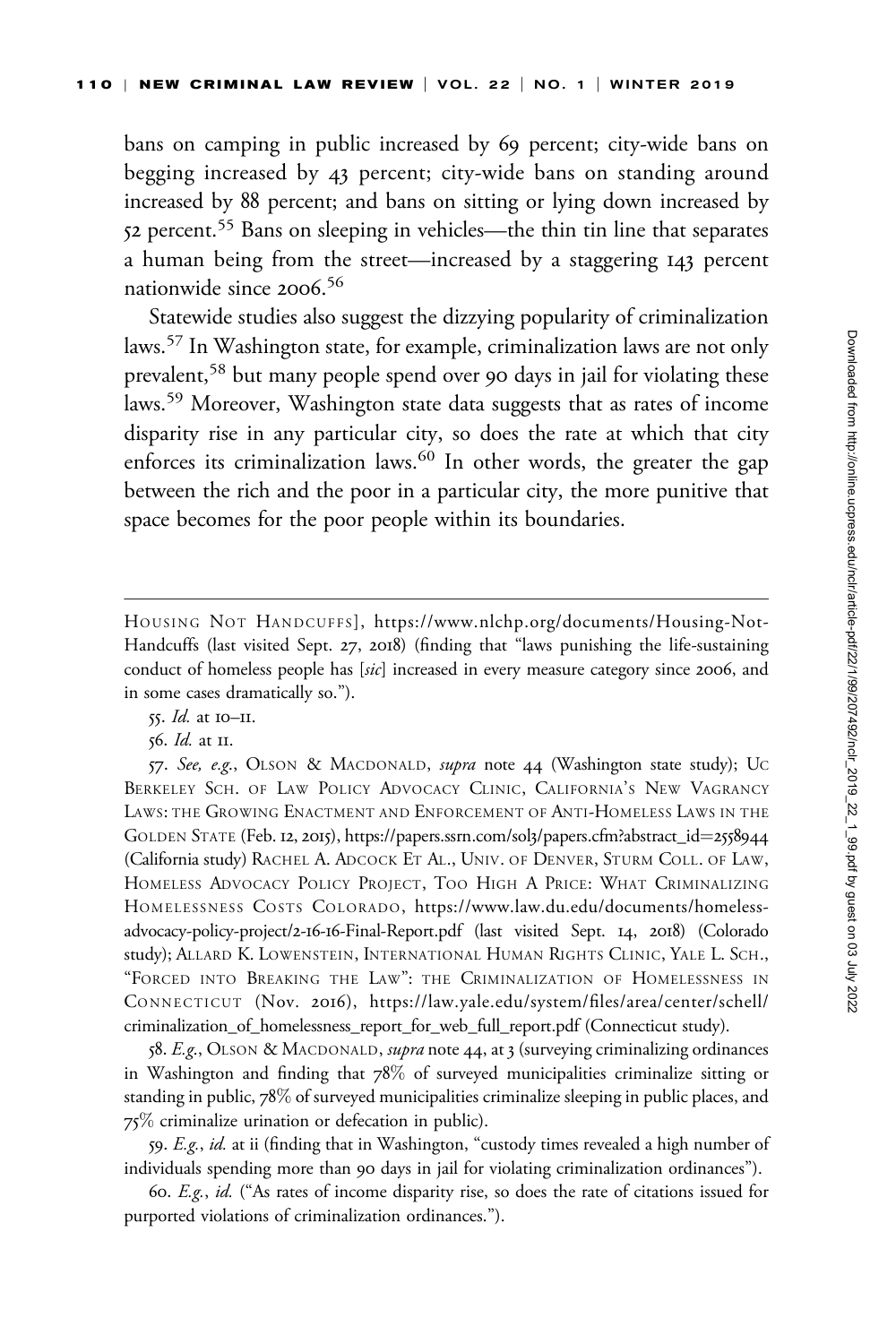bans on camping in public increased by 69 percent; city-wide bans on begging increased by 43 percent; city-wide bans on standing around increased by 88 percent; and bans on sitting or lying down increased by 52 percent.[55] Bans on sleeping in vehicles—the thin tin line that separates a human being from the street—increased by a staggering 143 percent nationwide since 2006.[56]

Statewide studies also suggest the dizzying popularity of criminalization laws.[57] In Washington state, for example, criminalization laws are not only prevalent,[58] but many people spend over 90 days in jail for violating these laws.[59] Moreover, Washington state data suggests that as rates of income disparity rise in any particular city, so does the rate at which that city enforces its criminalization laws.[60] In other words, the greater the gap between the rich and the poor in a particular city, the more punitive that space becomes for the poor people within its boundaries.

---

Housing Not Handcuffs], https://www.nlchp.org/documents/Housing-Not-Handcuffs (last visited Sept. 27, 2018) (finding that "laws punishing the life-sustaining conduct of homeless people has [*sic*] increased in every measure category since 2006, and in some cases dramatically so.").

55. *Id.* at 10–11.

56. *Id.* at 11.

57. *See, e.g.*, Olson & Macdonald, *supra* note 44 (Washington state study); UC Berkeley Sch. of Law Policy Advocacy Clinic, California's New Vagrancy Laws: the Growing Enactment and Enforcement of Anti-Homeless Laws in the Golden State (Feb. 12, 2015), https://papers.ssrn.com/sol3/papers.cfm?abstract_id=2558944 (California study) Rachel A. Adcock Et Al., Univ. of Denver, Sturm Coll. of Law, Homeless Advocacy Policy Project, Too High A Price: What Criminalizing Homelessness Costs Colorado, https://www.law.du.edu/documents/homeless-advocacy-policy-project/2-16-16-Final-Report.pdf (last visited Sept. 14, 2018) (Colorado study); Allard K. Lowenstein, International Human Rights Clinic, Yale L. Sch., "Forced into Breaking the Law": the Criminalization of Homelessness in Connecticut (Nov. 2016), https://law.yale.edu/system/files/area/center/schell/criminalization_of_homelessness_report_for_web_full_report.pdf (Connecticut study).

58. *E.g.*, Olson & Macdonald, *supra* note 44, at 3 (surveying criminalizing ordinances in Washington and finding that 78% of surveyed municipalities criminalize sitting or standing in public, 78% of surveyed municipalities criminalize sleeping in public places, and 75% criminalize urination or defecation in public).

59. *E.g.*, *id.* at ii (finding that in Washington, "custody times revealed a high number of individuals spending more than 90 days in jail for violating criminalization ordinances").

60. *E.g.*, *id.* ("As rates of income disparity rise, so does the rate of citations issued for purported violations of criminalization ordinances.").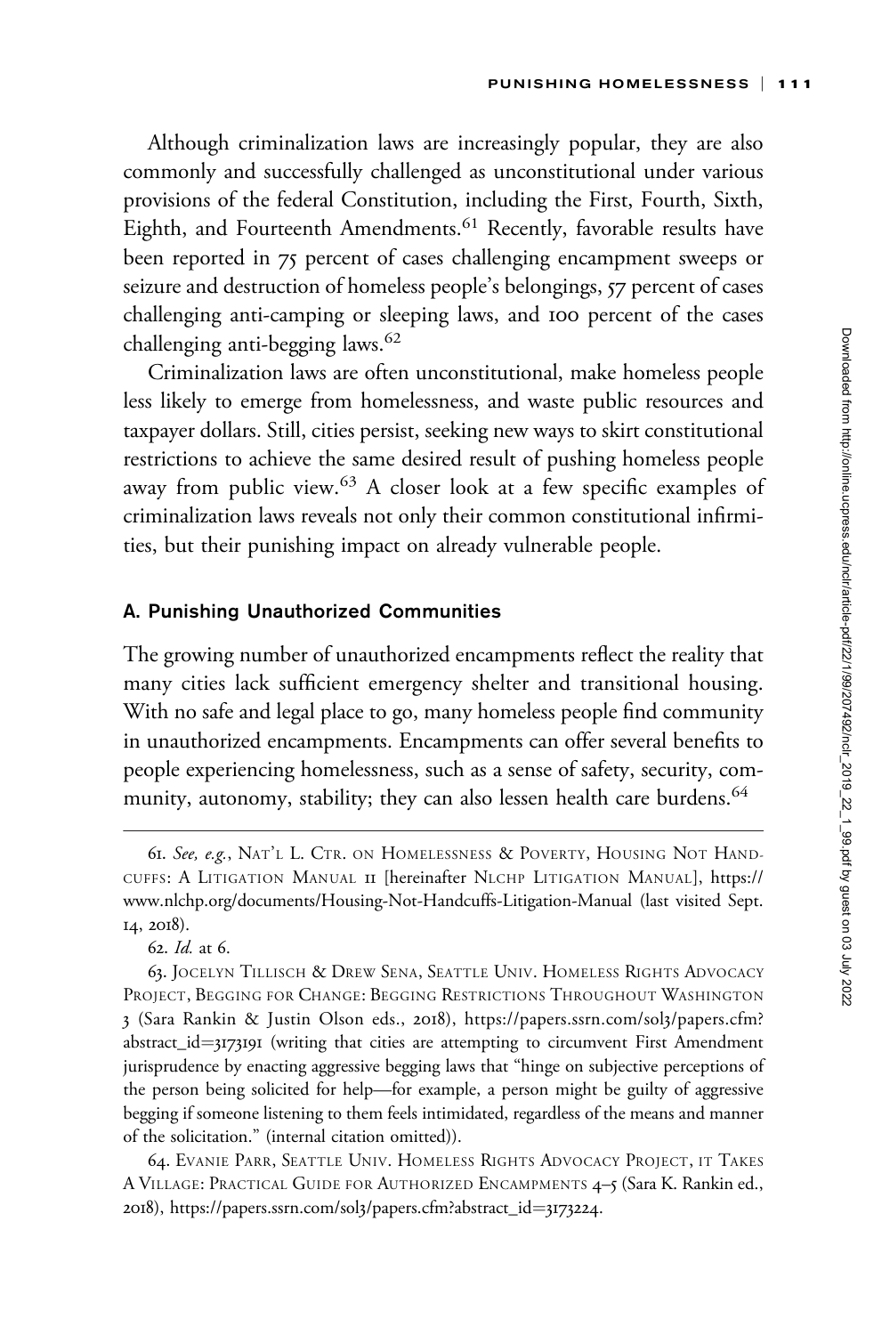Although criminalization laws are increasingly popular, they are also commonly and successfully challenged as unconstitutional under various provisions of the federal Constitution, including the First, Fourth, Sixth, Eighth, and Fourteenth Amendments.[61] Recently, favorable results have been reported in 75 percent of cases challenging encampment sweeps or seizure and destruction of homeless people's belongings, 57 percent of cases challenging anti-camping or sleeping laws, and 100 percent of the cases challenging anti-begging laws.[62]

Criminalization laws are often unconstitutional, make homeless people less likely to emerge from homelessness, and waste public resources and taxpayer dollars. Still, cities persist, seeking new ways to skirt constitutional restrictions to achieve the same desired result of pushing homeless people away from public view.[63] A closer look at a few specific examples of criminalization laws reveals not only their common constitutional infirmities, but their punishing impact on already vulnerable people.

### A. Punishing Unauthorized Communities

The growing number of unauthorized encampments reflect the reality that many cities lack sufficient emergency shelter and transitional housing. With no safe and legal place to go, many homeless people find community in unauthorized encampments. Encampments can offer several benefits to people experiencing homelessness, such as a sense of safety, security, community, autonomy, stability; they can also lessen health care burdens.[64]

---

61. *See, e.g.*, NAT'L L. CTR. ON HOMELESSNESS & POVERTY, HOUSING NOT HANDCUFFS: A LITIGATION MANUAL 11 [hereinafter NLCHP LITIGATION MANUAL], https://www.nlchp.org/documents/Housing-Not-Handcuffs-Litigation-Manual (last visited Sept. 14, 2018).

62. *Id.* at 6.

63. JOCELYN TILLISCH & DREW SENA, SEATTLE UNIV. HOMELESS RIGHTS ADVOCACY PROJECT, BEGGING FOR CHANGE: BEGGING RESTRICTIONS THROUGHOUT WASHINGTON 3 (Sara Rankin & Justin Olson eds., 2018), https://papers.ssrn.com/sol3/papers.cfm?abstract_id=3173191 (writing that cities are attempting to circumvent First Amendment jurisprudence by enacting aggressive begging laws that "hinge on subjective perceptions of the person being solicited for help—for example, a person might be guilty of aggressive begging if someone listening to them feels intimidated, regardless of the means and manner of the solicitation." (internal citation omitted)).

64. EVANIE PARR, SEATTLE UNIV. HOMELESS RIGHTS ADVOCACY PROJECT, IT TAKES A VILLAGE: PRACTICAL GUIDE FOR AUTHORIZED ENCAMPMENTS 4–5 (Sara K. Rankin ed., 2018), https://papers.ssrn.com/sol3/papers.cfm?abstract_id=3173224.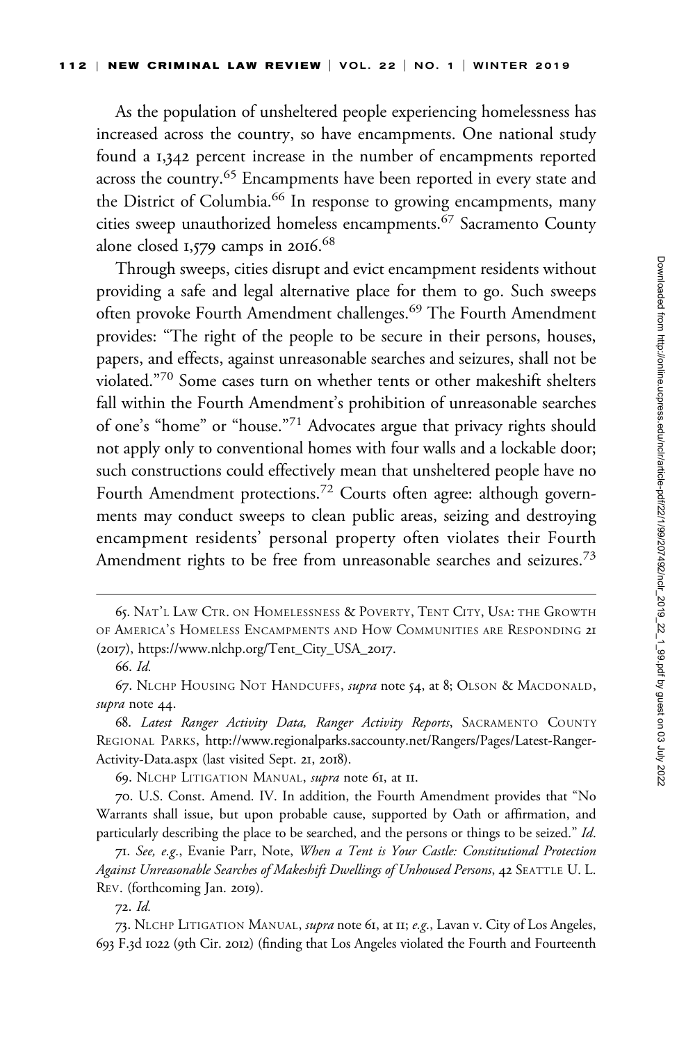As the population of unsheltered people experiencing homelessness has increased across the country, so have encampments. One national study found a 1,342 percent increase in the number of encampments reported across the country.[65] Encampments have been reported in every state and the District of Columbia.[66] In response to growing encampments, many cities sweep unauthorized homeless encampments.[67] Sacramento County alone closed 1,579 camps in 2016.[68]

Through sweeps, cities disrupt and evict encampment residents without providing a safe and legal alternative place for them to go. Such sweeps often provoke Fourth Amendment challenges.[69] The Fourth Amendment provides: "The right of the people to be secure in their persons, houses, papers, and effects, against unreasonable searches and seizures, shall not be violated."[70] Some cases turn on whether tents or other makeshift shelters fall within the Fourth Amendment's prohibition of unreasonable searches of one's "home" or "house."[71] Advocates argue that privacy rights should not apply only to conventional homes with four walls and a lockable door; such constructions could effectively mean that unsheltered people have no Fourth Amendment protections.[72] Courts often agree: although governments may conduct sweeps to clean public areas, seizing and destroying encampment residents' personal property often violates their Fourth Amendment rights to be free from unreasonable searches and seizures.[73]

---

65. Nat'l Law Ctr. on Homelessness & Poverty, Tent City, Usa: the Growth of America's Homeless Encampments and How Communities are Responding 21 (2017), https://www.nlchp.org/Tent_City_USA_2017.

66. *Id.*

67. NLCHP Housing Not Handcuffs, *supra* note 54, at 8; Olson & MacDonald, *supra* note 44.

68. *Latest Ranger Activity Data, Ranger Activity Reports*, Sacramento County Regional Parks, http://www.regionalparks.saccounty.net/Rangers/Pages/Latest-Ranger-Activity-Data.aspx (last visited Sept. 21, 2018).

69. NLCHP Litigation Manual, *supra* note 61, at 11.

70. U.S. Const. Amend. IV. In addition, the Fourth Amendment provides that "No Warrants shall issue, but upon probable cause, supported by Oath or affirmation, and particularly describing the place to be searched, and the persons or things to be seized." *Id.*

71. *See, e.g.*, Evanie Parr, Note, *When a Tent is Your Castle: Constitutional Protection Against Unreasonable Searches of Makeshift Dwellings of Unhoused Persons*, 42 Seattle U. L. Rev. (forthcoming Jan. 2019).

72. *Id.*

73. NLCHP Litigation Manual, *supra* note 61, at 11; *e.g.*, Lavan v. City of Los Angeles, 693 F.3d 1022 (9th Cir. 2012) (finding that Los Angeles violated the Fourth and Fourteenth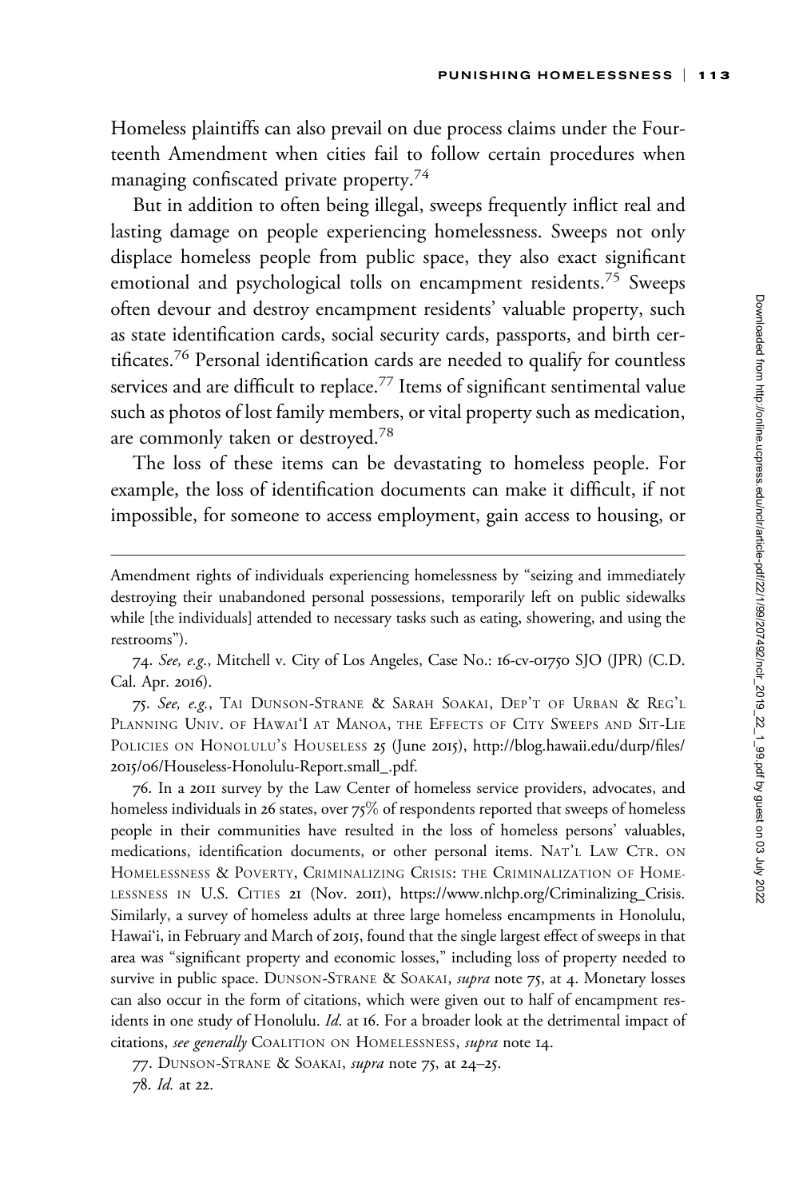Homeless plaintiffs can also prevail on due process claims under the Fourteenth Amendment when cities fail to follow certain procedures when managing confiscated private property.[74]

But in addition to often being illegal, sweeps frequently inflict real and lasting damage on people experiencing homelessness. Sweeps not only displace homeless people from public space, they also exact significant emotional and psychological tolls on encampment residents.[75] Sweeps often devour and destroy encampment residents' valuable property, such as state identification cards, social security cards, passports, and birth certificates.[76] Personal identification cards are needed to qualify for countless services and are difficult to replace.[77] Items of significant sentimental value such as photos of lost family members, or vital property such as medication, are commonly taken or destroyed.[78]

The loss of these items can be devastating to homeless people. For example, the loss of identification documents can make it difficult, if not impossible, for someone to access employment, gain access to housing, or

---

Amendment rights of individuals experiencing homelessness by "seizing and immediately destroying their unabandoned personal possessions, temporarily left on public sidewalks while [the individuals] attended to necessary tasks such as eating, showering, and using the restrooms").

74. *See, e.g.*, Mitchell v. City of Los Angeles, Case No.: 16-cv-01750 SJO (JPR) (C.D. Cal. Apr. 2016).

75. *See, e.g.*, TAI DUNSON-STRANE & SARAH SOAKAI, DEP'T OF URBAN & REG'L PLANNING UNIV. OF HAWAI'I AT MANOA, THE EFFECTS OF CITY SWEEPS AND SIT-LIE POLICIES ON HONOLULU'S HOUSELESS 25 (June 2015), http://blog.hawaii.edu/durp/files/2015/06/Houseless-Honolulu-Report.small_.pdf.

76. In a 2011 survey by the Law Center of homeless service providers, advocates, and homeless individuals in 26 states, over 75% of respondents reported that sweeps of homeless people in their communities have resulted in the loss of homeless persons' valuables, medications, identification documents, or other personal items. NAT'L LAW CTR. ON HOMELESSNESS & POVERTY, CRIMINALIZING CRISIS: THE CRIMINALIZATION OF HOMELESSNESS IN U.S. CITIES 21 (Nov. 2011), https://www.nlchp.org/Criminalizing_Crisis. Similarly, a survey of homeless adults at three large homeless encampments in Honolulu, Hawai'i, in February and March of 2015, found that the single largest effect of sweeps in that area was "significant property and economic losses," including loss of property needed to survive in public space. DUNSON-STRANE & SOAKAI, *supra* note 75, at 4. Monetary losses can also occur in the form of citations, which were given out to half of encampment residents in one study of Honolulu. *Id.* at 16. For a broader look at the detrimental impact of citations, *see generally* COALITION ON HOMELESSNESS, *supra* note 14.

77. DUNSON-STRANE & SOAKAI, *supra* note 75, at 24–25.

78. *Id.* at 22.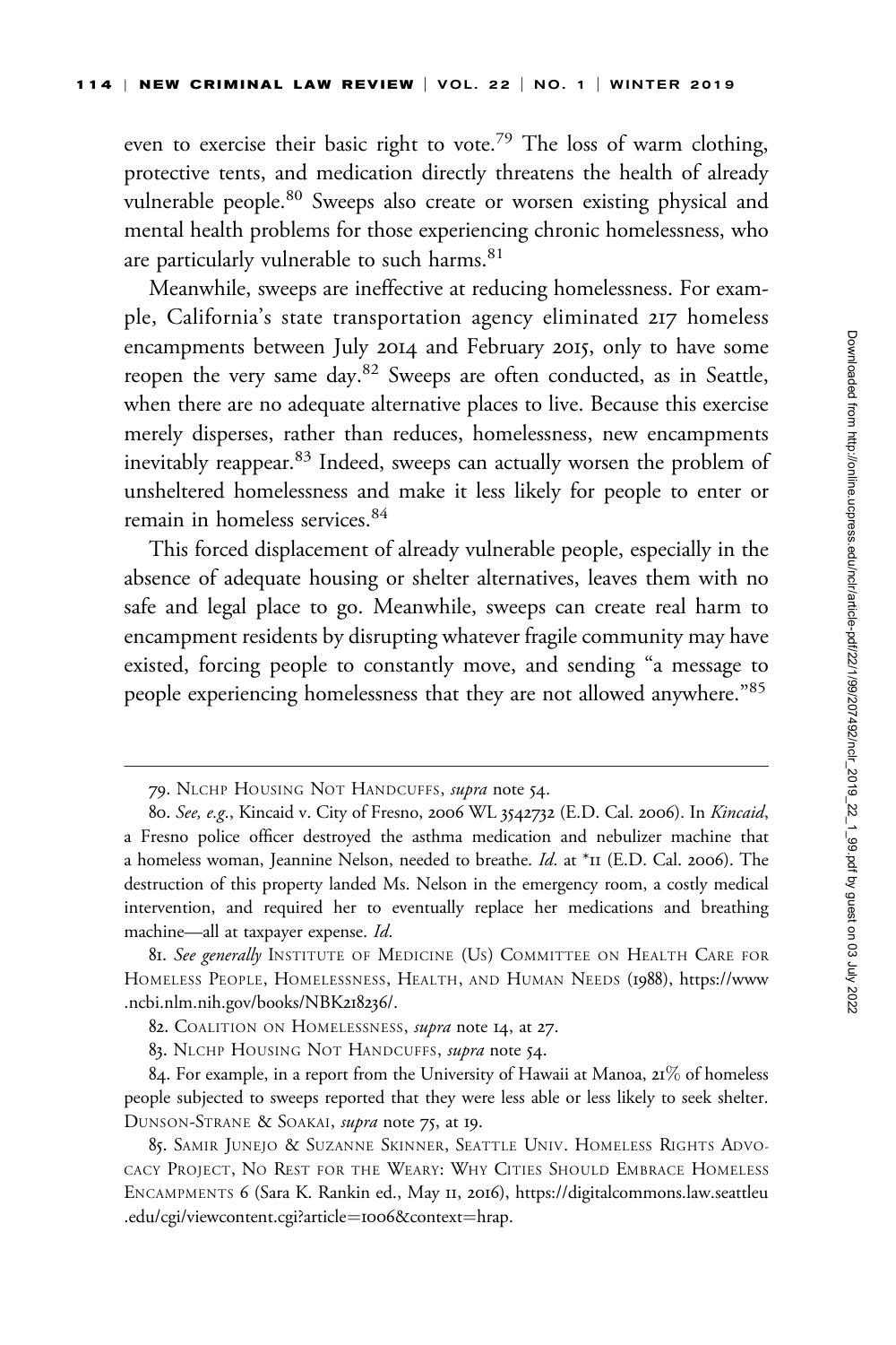even to exercise their basic right to vote.[79] The loss of warm clothing, protective tents, and medication directly threatens the health of already vulnerable people.[80] Sweeps also create or worsen existing physical and mental health problems for those experiencing chronic homelessness, who are particularly vulnerable to such harms.[81]

Meanwhile, sweeps are ineffective at reducing homelessness. For example, California's state transportation agency eliminated 217 homeless encampments between July 2014 and February 2015, only to have some reopen the very same day.[82] Sweeps are often conducted, as in Seattle, when there are no adequate alternative places to live. Because this exercise merely disperses, rather than reduces, homelessness, new encampments inevitably reappear.[83] Indeed, sweeps can actually worsen the problem of unsheltered homelessness and make it less likely for people to enter or remain in homeless services.[84]

This forced displacement of already vulnerable people, especially in the absence of adequate housing or shelter alternatives, leaves them with no safe and legal place to go. Meanwhile, sweeps can create real harm to encampment residents by disrupting whatever fragile community may have existed, forcing people to constantly move, and sending "a message to people experiencing homelessness that they are not allowed anywhere."[85]

---

79. NLCHP HOUSING NOT HANDCUFFS, *supra* note 54.

80. *See, e.g.*, Kincaid v. City of Fresno, 2006 WL 3542732 (E.D. Cal. 2006). In *Kincaid*, a Fresno police officer destroyed the asthma medication and nebulizer machine that a homeless woman, Jeannine Nelson, needed to breathe. *Id.* at *11 (E.D. Cal. 2006). The destruction of this property landed Ms. Nelson in the emergency room, a costly medical intervention, and required her to eventually replace her medications and breathing machine—all at taxpayer expense. *Id.*

81. *See generally* INSTITUTE OF MEDICINE (US) COMMITTEE ON HEALTH CARE FOR HOMELESS PEOPLE, HOMELESSNESS, HEALTH, AND HUMAN NEEDS (1988), https://www.ncbi.nlm.nih.gov/books/NBK218236/.

82. COALITION ON HOMELESSNESS, *supra* note 14, at 27.

83. NLCHP HOUSING NOT HANDCUFFS, *supra* note 54.

84. For example, in a report from the University of Hawaii at Manoa, 21% of homeless people subjected to sweeps reported that they were less able or less likely to seek shelter. DUNSON-STRANE & SOAKAI, *supra* note 75, at 19.

85. SAMIR JUNEJO & SUZANNE SKINNER, SEATTLE UNIV. HOMELESS RIGHTS ADVOCACY PROJECT, NO REST FOR THE WEARY: WHY CITIES SHOULD EMBRACE HOMELESS ENCAMPMENTS 6 (Sara K. Rankin ed., May 11, 2016), https://digitalcommons.law.seattleu.edu/cgi/viewcontent.cgi?article=1006&context=hrap.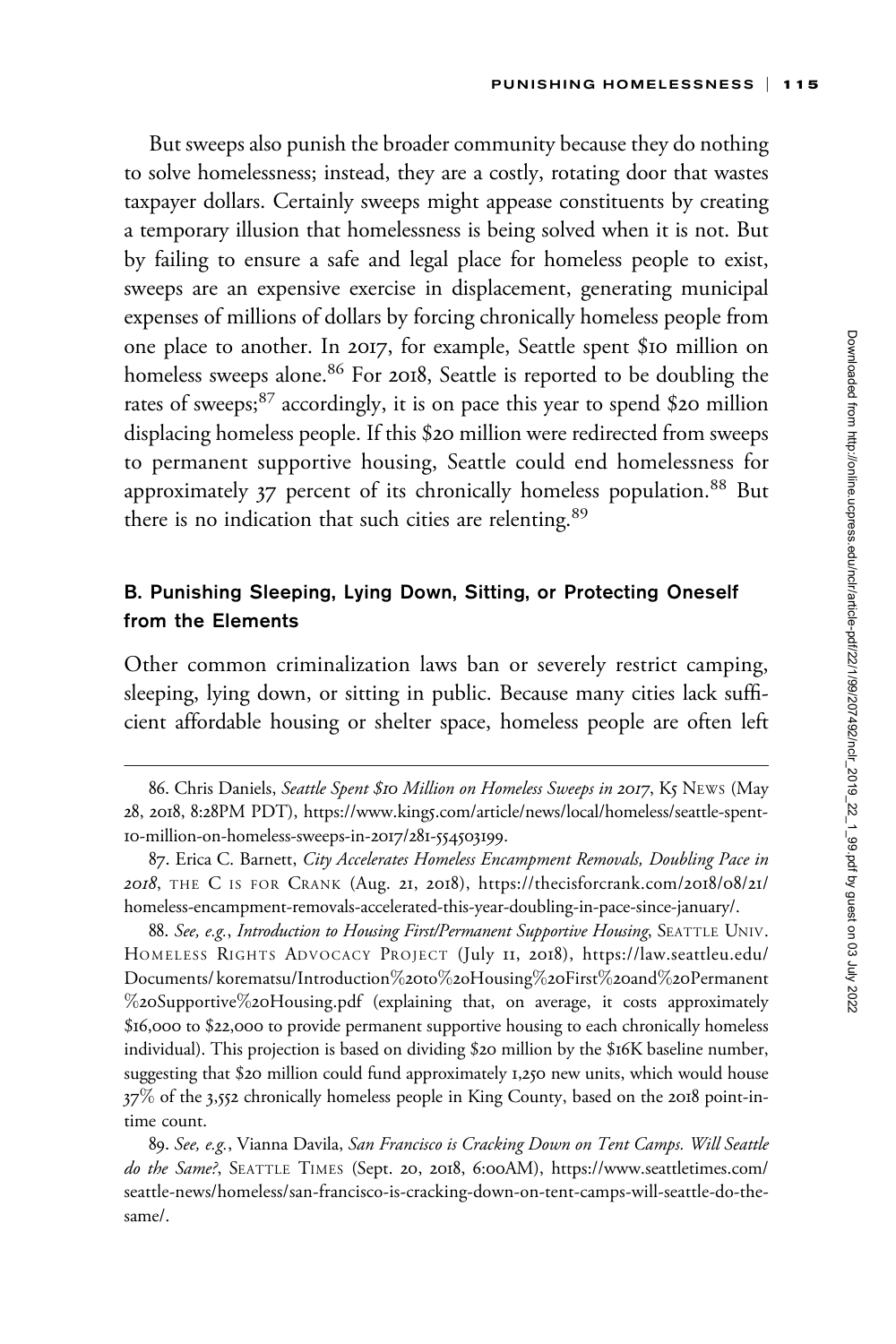But sweeps also punish the broader community because they do nothing to solve homelessness; instead, they are a costly, rotating door that wastes taxpayer dollars. Certainly sweeps might appease constituents by creating a temporary illusion that homelessness is being solved when it is not. But by failing to ensure a safe and legal place for homeless people to exist, sweeps are an expensive exercise in displacement, generating municipal expenses of millions of dollars by forcing chronically homeless people from one place to another. In 2017, for example, Seattle spent $10 million on homeless sweeps alone.[86] For 2018, Seattle is reported to be doubling the rates of sweeps;[87] accordingly, it is on pace this year to spend $20 million displacing homeless people. If this $20 million were redirected from sweeps to permanent supportive housing, Seattle could end homelessness for approximately 37 percent of its chronically homeless population.[88] But there is no indication that such cities are relenting.[89]

### B. Punishing Sleeping, Lying Down, Sitting, or Protecting Oneself from the Elements

Other common criminalization laws ban or severely restrict camping, sleeping, lying down, or sitting in public. Because many cities lack sufficient affordable housing or shelter space, homeless people are often left

---

86. Chris Daniels, *Seattle Spent $10 Million on Homeless Sweeps in 2017*, K5 NEWS (May 28, 2018, 8:28PM PDT), https://www.king5.com/article/news/local/homeless/seattle-spent-10-million-on-homeless-sweeps-in-2017/281-554503199.

87. Erica C. Barnett, *City Accelerates Homeless Encampment Removals, Doubling Pace in 2018*, THE C IS FOR CRANK (Aug. 21, 2018), https://thecisforcrank.com/2018/08/21/homeless-encampment-removals-accelerated-this-year-doubling-in-pace-since-january/.

88. *See, e.g.*, *Introduction to Housing First/Permanent Supportive Housing*, SEATTLE UNIV. HOMELESS RIGHTS ADVOCACY PROJECT (July 11, 2018), https://law.seattleu.edu/Documents/korematsu/Introduction%20to%20Housing%20First%20and%20Permanent%20Supportive%20Housing.pdf (explaining that, on average, it costs approximately $16,000 to $22,000 to provide permanent supportive housing to each chronically homeless individual). This projection is based on dividing $20 million by the $16K baseline number, suggesting that $20 million could fund approximately 1,250 new units, which would house 37% of the 3,552 chronically homeless people in King County, based on the 2018 point-in-time count.

89. *See, e.g.*, Vianna Davila, *San Francisco is Cracking Down on Tent Camps. Will Seattle do the Same?*, SEATTLE TIMES (Sept. 20, 2018, 6:00AM), https://www.seattletimes.com/seattle-news/homeless/san-francisco-is-cracking-down-on-tent-camps-will-seattle-do-the-same/.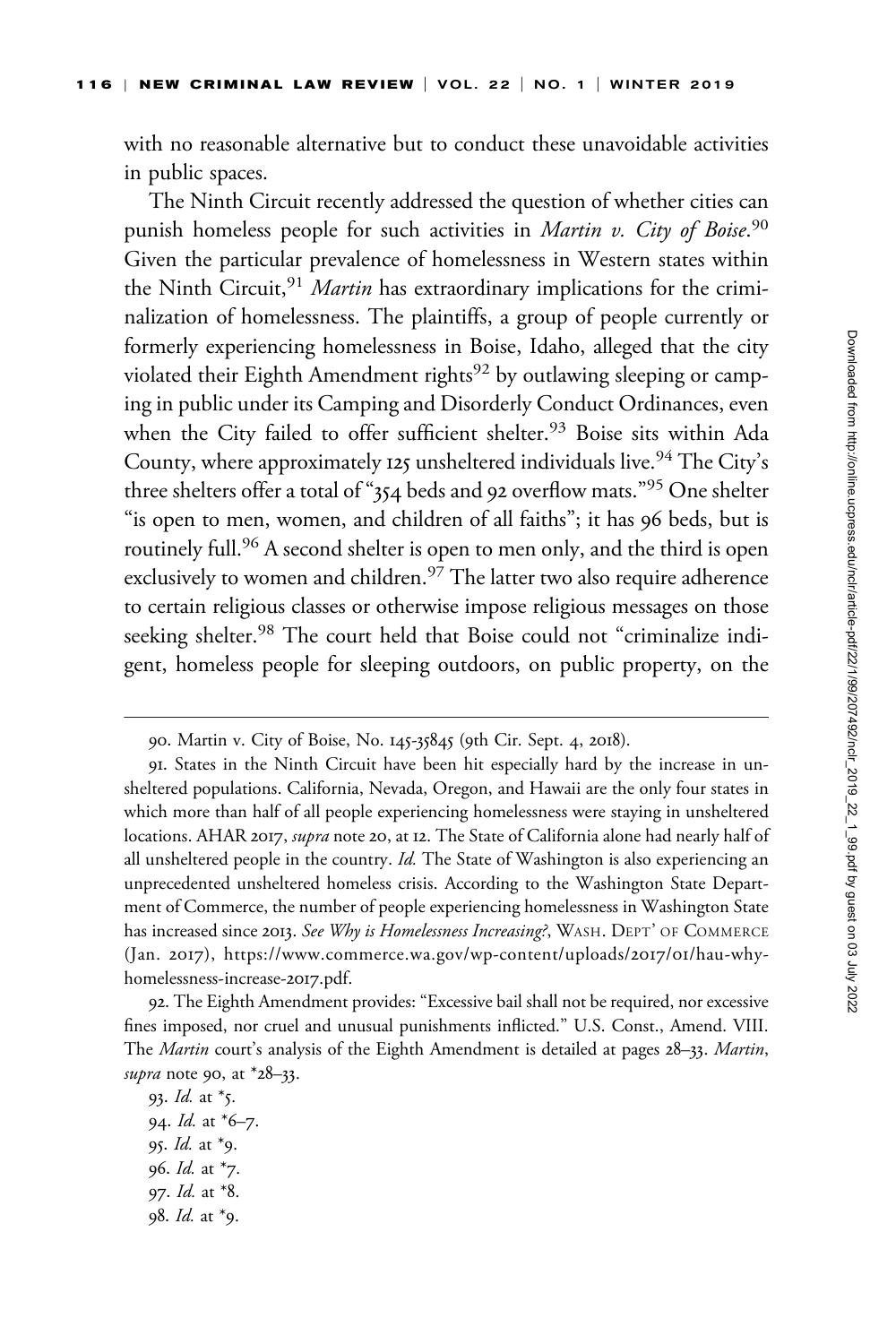with no reasonable alternative but to conduct these unavoidable activities in public spaces.

The Ninth Circuit recently addressed the question of whether cities can punish homeless people for such activities in *Martin v. City of Boise*.[90] Given the particular prevalence of homelessness in Western states within the Ninth Circuit,[91] *Martin* has extraordinary implications for the criminalization of homelessness. The plaintiffs, a group of people currently or formerly experiencing homelessness in Boise, Idaho, alleged that the city violated their Eighth Amendment rights[92] by outlawing sleeping or camping in public under its Camping and Disorderly Conduct Ordinances, even when the City failed to offer sufficient shelter.[93] Boise sits within Ada County, where approximately 125 unsheltered individuals live.[94] The City's three shelters offer a total of "354 beds and 92 overflow mats."[95] One shelter "is open to men, women, and children of all faiths"; it has 96 beds, but is routinely full.[96] A second shelter is open to men only, and the third is open exclusively to women and children.[97] The latter two also require adherence to certain religious classes or otherwise impose religious messages on those seeking shelter.[98] The court held that Boise could not "criminalize indigent, homeless people for sleeping outdoors, on public property, on the

---

90. Martin v. City of Boise, No. 145-35845 (9th Cir. Sept. 4, 2018).

91. States in the Ninth Circuit have been hit especially hard by the increase in unsheltered populations. California, Nevada, Oregon, and Hawaii are the only four states in which more than half of all people experiencing homelessness were staying in unsheltered locations. AHAR 2017, *supra* note 20, at 12. The State of California alone had nearly half of all unsheltered people in the country. *Id.* The State of Washington is also experiencing an unprecedented unsheltered homeless crisis. According to the Washington State Department of Commerce, the number of people experiencing homelessness in Washington State has increased since 2013. *See Why is Homelessness Increasing?*, WASH. DEPT' OF COMMERCE (Jan. 2017), https://www.commerce.wa.gov/wp-content/uploads/2017/01/hau-why-homelessness-increase-2017.pdf.

92. The Eighth Amendment provides: "Excessive bail shall not be required, nor excessive fines imposed, nor cruel and unusual punishments inflicted." U.S. Const., Amend. VIII. The *Martin* court's analysis of the Eighth Amendment is detailed at pages 28–33. *Martin*, *supra* note 90, at *28–33.

93. *Id.* at *5.

94. *Id.* at *6–7.

95. *Id.* at *9.

96. *Id.* at *7.

97. *Id.* at *8.

98. *Id.* at *9.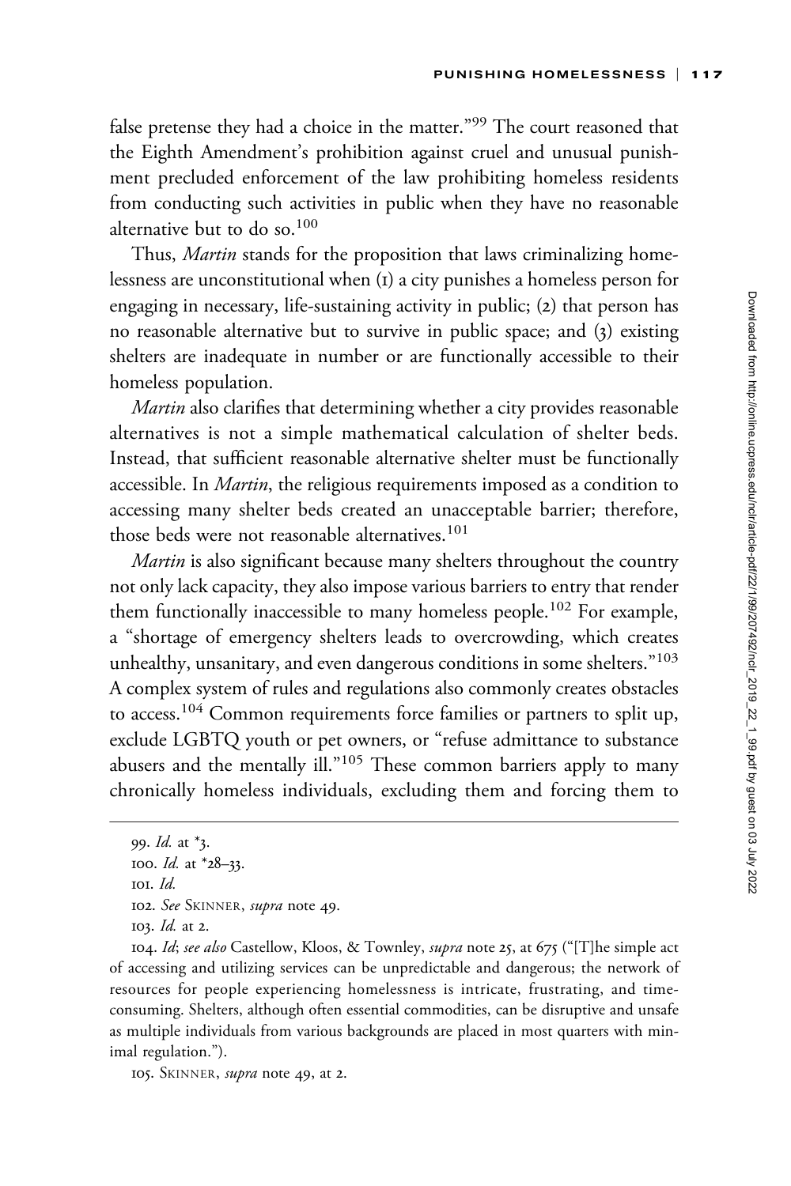false pretense they had a choice in the matter."[99] The court reasoned that the Eighth Amendment's prohibition against cruel and unusual punishment precluded enforcement of the law prohibiting homeless residents from conducting such activities in public when they have no reasonable alternative but to do so.[100]

Thus, *Martin* stands for the proposition that laws criminalizing homelessness are unconstitutional when (1) a city punishes a homeless person for engaging in necessary, life-sustaining activity in public; (2) that person has no reasonable alternative but to survive in public space; and (3) existing shelters are inadequate in number or are functionally accessible to their homeless population.

*Martin* also clarifies that determining whether a city provides reasonable alternatives is not a simple mathematical calculation of shelter beds. Instead, that sufficient reasonable alternative shelter must be functionally accessible. In *Martin*, the religious requirements imposed as a condition to accessing many shelter beds created an unacceptable barrier; therefore, those beds were not reasonable alternatives.[101]

*Martin* is also significant because many shelters throughout the country not only lack capacity, they also impose various barriers to entry that render them functionally inaccessible to many homeless people.[102] For example, a "shortage of emergency shelters leads to overcrowding, which creates unhealthy, unsanitary, and even dangerous conditions in some shelters."[103] A complex system of rules and regulations also commonly creates obstacles to access.[104] Common requirements force families or partners to split up, exclude LGBTQ youth or pet owners, or "refuse admittance to substance abusers and the mentally ill."[105] These common barriers apply to many chronically homeless individuals, excluding them and forcing them to

---

99. *Id.* at *3.

100. *Id.* at *28–33.

101. *Id.*

102. *See* SKINNER, *supra* note 49.

103. *Id.* at 2.

104. *Id*; *see also* Castellow, Kloos, & Townley, *supra* note 25, at 675 ("[T]he simple act of accessing and utilizing services can be unpredictable and dangerous; the network of resources for people experiencing homelessness is intricate, frustrating, and time-consuming. Shelters, although often essential commodities, can be disruptive and unsafe as multiple individuals from various backgrounds are placed in most quarters with minimal regulation.").

105. SKINNER, *supra* note 49, at 2.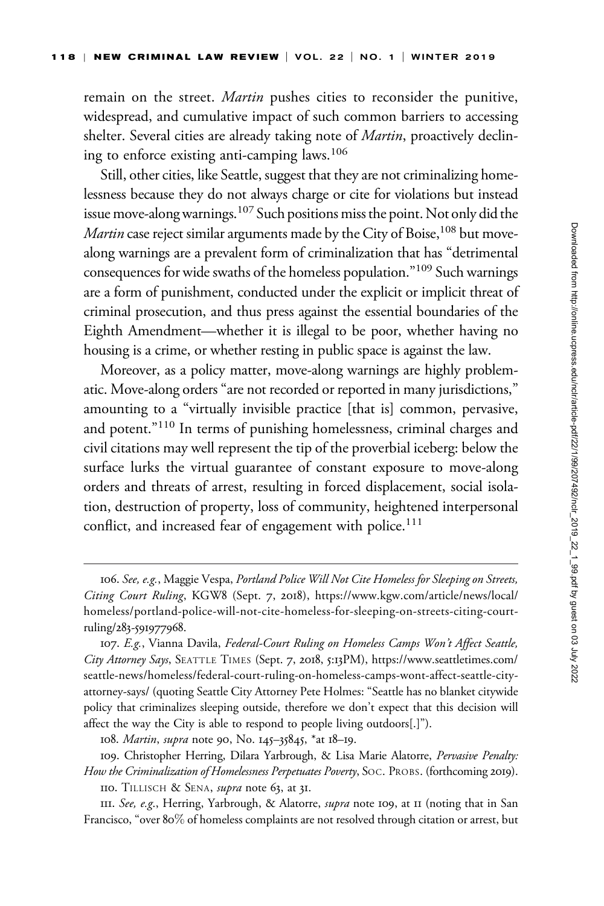remain on the street. *Martin* pushes cities to reconsider the punitive, widespread, and cumulative impact of such common barriers to accessing shelter. Several cities are already taking note of *Martin*, proactively declining to enforce existing anti-camping laws.[106]

Still, other cities, like Seattle, suggest that they are not criminalizing homelessness because they do not always charge or cite for violations but instead issue move-along warnings.[107] Such positions miss the point. Not only did the *Martin* case reject similar arguments made by the City of Boise,[108] but move-along warnings are a prevalent form of criminalization that has "detrimental consequences for wide swaths of the homeless population."[109] Such warnings are a form of punishment, conducted under the explicit or implicit threat of criminal prosecution, and thus press against the essential boundaries of the Eighth Amendment—whether it is illegal to be poor, whether having no housing is a crime, or whether resting in public space is against the law.

Moreover, as a policy matter, move-along warnings are highly problematic. Move-along orders "are not recorded or reported in many jurisdictions," amounting to a "virtually invisible practice [that is] common, pervasive, and potent."[110] In terms of punishing homelessness, criminal charges and civil citations may well represent the tip of the proverbial iceberg: below the surface lurks the virtual guarantee of constant exposure to move-along orders and threats of arrest, resulting in forced displacement, social isolation, destruction of property, loss of community, heightened interpersonal conflict, and increased fear of engagement with police.[111]

---

106. *See, e.g.*, Maggie Vespa, *Portland Police Will Not Cite Homeless for Sleeping on Streets, Citing Court Ruling*, KGW8 (Sept. 7, 2018), https://www.kgw.com/article/news/local/homeless/portland-police-will-not-cite-homeless-for-sleeping-on-streets-citing-court-ruling/283-591977968.

107. *E.g.*, Vianna Davila, *Federal-Court Ruling on Homeless Camps Won't Affect Seattle, City Attorney Says*, SEATTLE TIMES (Sept. 7, 2018, 5:13PM), https://www.seattletimes.com/seattle-news/homeless/federal-court-ruling-on-homeless-camps-wont-affect-seattle-city-attorney-says/ (quoting Seattle City Attorney Pete Holmes: "Seattle has no blanket citywide policy that criminalizes sleeping outside, therefore we don't expect that this decision will affect the way the City is able to respond to people living outdoors[.]").

108. *Martin*, *supra* note 90, No. 145–35845, *at 18–19.

109. Christopher Herring, Dilara Yarbrough, & Lisa Marie Alatorre, *Pervasive Penalty: How the Criminalization of Homelessness Perpetuates Poverty*, SOC. PROBS. (forthcoming 2019).

110. TILLISCH & SENA, *supra* note 63, at 31.

111. *See, e.g.*, Herring, Yarbrough, & Alatorre, *supra* note 109, at 11 (noting that in San Francisco, "over 80% of homeless complaints are not resolved through citation or arrest, but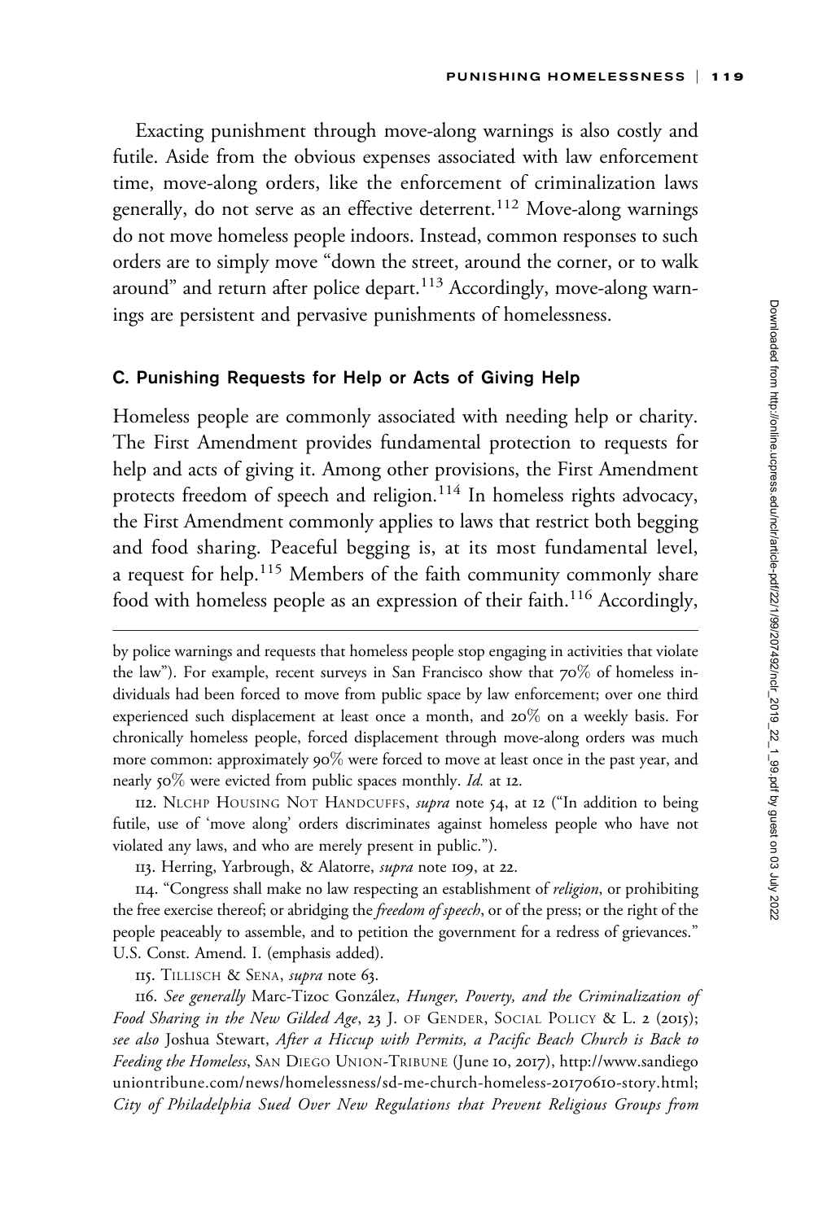Exacting punishment through move-along warnings is also costly and futile. Aside from the obvious expenses associated with law enforcement time, move-along orders, like the enforcement of criminalization laws generally, do not serve as an effective deterrent.[112] Move-along warnings do not move homeless people indoors. Instead, common responses to such orders are to simply move "down the street, around the corner, or to walk around" and return after police depart.[113] Accordingly, move-along warnings are persistent and pervasive punishments of homelessness.

### C. Punishing Requests for Help or Acts of Giving Help

Homeless people are commonly associated with needing help or charity. The First Amendment provides fundamental protection to requests for help and acts of giving it. Among other provisions, the First Amendment protects freedom of speech and religion.[114] In homeless rights advocacy, the First Amendment commonly applies to laws that restrict both begging and food sharing. Peaceful begging is, at its most fundamental level, a request for help.[115] Members of the faith community commonly share food with homeless people as an expression of their faith.[116] Accordingly,

---

by police warnings and requests that homeless people stop engaging in activities that violate the law"). For example, recent surveys in San Francisco show that 70% of homeless individuals had been forced to move from public space by law enforcement; over one third experienced such displacement at least once a month, and 20% on a weekly basis. For chronically homeless people, forced displacement through move-along orders was much more common: approximately 90% were forced to move at least once in the past year, and nearly 50% were evicted from public spaces monthly. *Id.* at 12.

112. NLCHP HOUSING NOT HANDCUFFS, *supra* note 54, at 12 ("In addition to being futile, use of 'move along' orders discriminates against homeless people who have not violated any laws, and who are merely present in public.").

113. Herring, Yarbrough, & Alatorre, *supra* note 109, at 22.

114. "Congress shall make no law respecting an establishment of *religion*, or prohibiting the free exercise thereof; or abridging the *freedom of speech*, or of the press; or the right of the people peaceably to assemble, and to petition the government for a redress of grievances." U.S. Const. Amend. I. (emphasis added).

115. TILLISCH & SENA, *supra* note 63.

116. *See generally* Marc-Tizoc González, *Hunger, Poverty, and the Criminalization of Food Sharing in the New Gilded Age*, 23 J. OF GENDER, SOCIAL POLICY & L. 2 (2015); *see also* Joshua Stewart, *After a Hiccup with Permits, a Pacific Beach Church is Back to Feeding the Homeless*, SAN DIEGO UNION-TRIBUNE (June 10, 2017), http://www.sandiegouniontribune.com/news/homelessness/sd-me-church-homeless-20170610-story.html; *City of Philadelphia Sued Over New Regulations that Prevent Religious Groups from*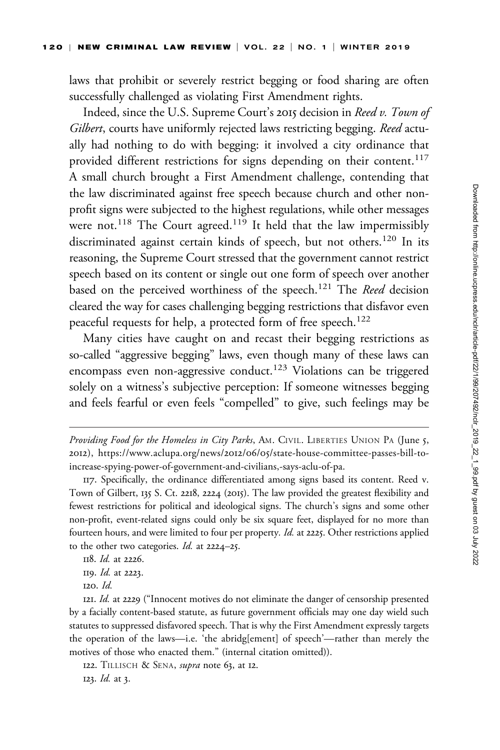laws that prohibit or severely restrict begging or food sharing are often successfully challenged as violating First Amendment rights.

Indeed, since the U.S. Supreme Court's 2015 decision in *Reed v. Town of Gilbert*, courts have uniformly rejected laws restricting begging. *Reed* actually had nothing to do with begging: it involved a city ordinance that provided different restrictions for signs depending on their content.[117] A small church brought a First Amendment challenge, contending that the law discriminated against free speech because church and other nonprofit signs were subjected to the highest regulations, while other messages were not.[118] The Court agreed.[119] It held that the law impermissibly discriminated against certain kinds of speech, but not others.[120] In its reasoning, the Supreme Court stressed that the government cannot restrict speech based on its content or single out one form of speech over another based on the perceived worthiness of the speech.[121] The *Reed* decision cleared the way for cases challenging begging restrictions that disfavor even peaceful requests for help, a protected form of free speech.[122]

Many cities have caught on and recast their begging restrictions as so-called "aggressive begging" laws, even though many of these laws can encompass even non-aggressive conduct.[123] Violations can be triggered solely on a witness's subjective perception: If someone witnesses begging and feels fearful or even feels "compelled" to give, such feelings may be

---

*Providing Food for the Homeless in City Parks*, AM. CIVIL. LIBERTIES UNION PA (June 5, 2012), https://www.aclupa.org/news/2012/06/05/state-house-committee-passes-bill-to-increase-spying-power-of-government-and-civilians,-says-aclu-of-pa.

117. Specifically, the ordinance differentiated among signs based its content. Reed v. Town of Gilbert, 135 S. Ct. 2218, 2224 (2015). The law provided the greatest flexibility and fewest restrictions for political and ideological signs. The church's signs and some other non-profit, event-related signs could only be six square feet, displayed for no more than fourteen hours, and were limited to four per property. *Id.* at 2225. Other restrictions applied to the other two categories. *Id.* at 2224–25.

118. *Id.* at 2226.

119. *Id.* at 2223.

120. *Id.*

121. *Id.* at 2229 ("Innocent motives do not eliminate the danger of censorship presented by a facially content-based statute, as future government officials may one day wield such statutes to suppressed disfavored speech. That is why the First Amendment expressly targets the operation of the laws—i.e. 'the abridg[ement] of speech'—rather than merely the motives of those who enacted them." (internal citation omitted)).

122. TILLISCH & SENA, *supra* note 63, at 12.

123. *Id.* at 3.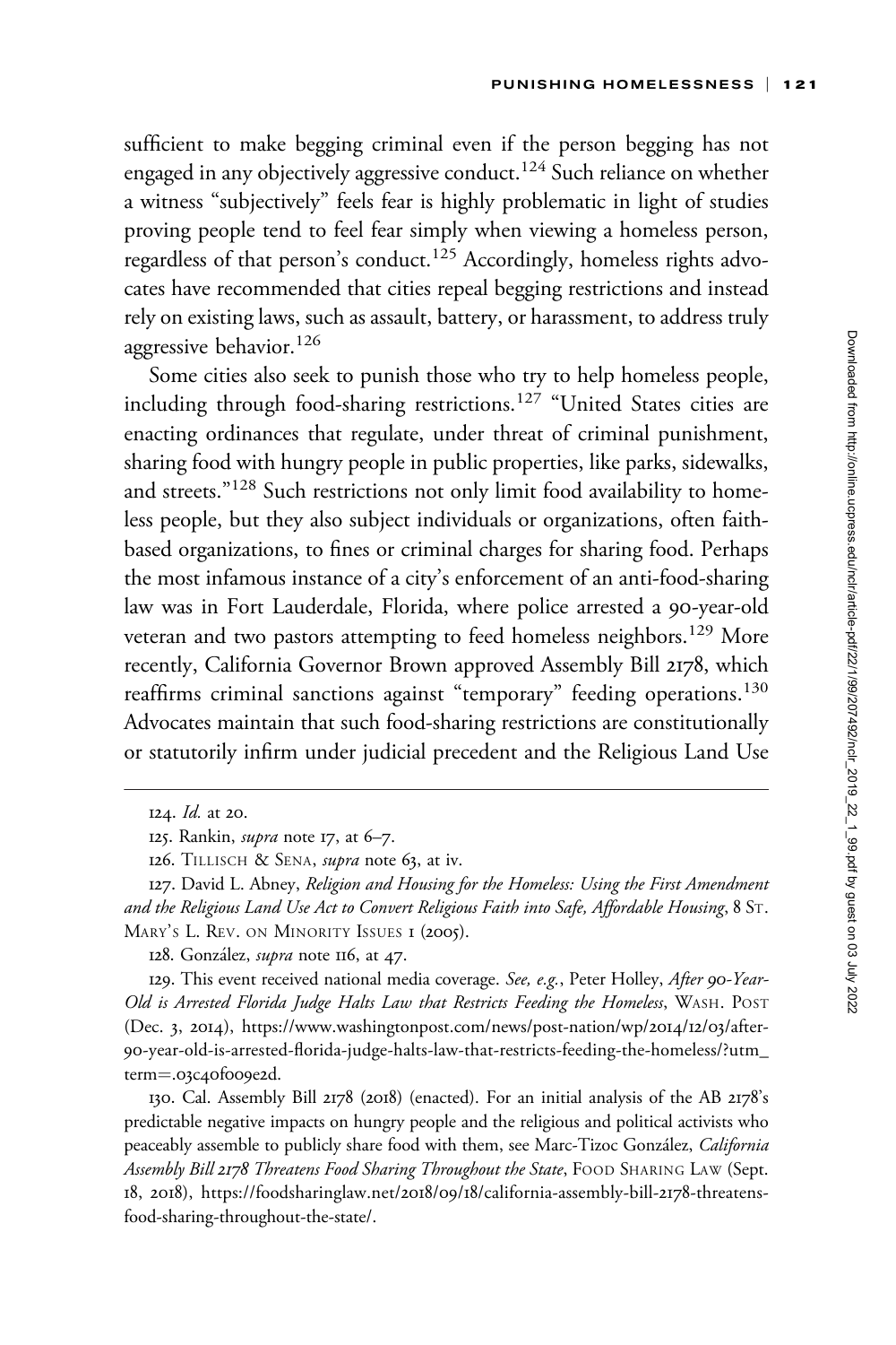sufficient to make begging criminal even if the person begging has not engaged in any objectively aggressive conduct.[124] Such reliance on whether a witness "subjectively" feels fear is highly problematic in light of studies proving people tend to feel fear simply when viewing a homeless person, regardless of that person's conduct.[125] Accordingly, homeless rights advocates have recommended that cities repeal begging restrictions and instead rely on existing laws, such as assault, battery, or harassment, to address truly aggressive behavior.[126]

Some cities also seek to punish those who try to help homeless people, including through food-sharing restrictions.[127] "United States cities are enacting ordinances that regulate, under threat of criminal punishment, sharing food with hungry people in public properties, like parks, sidewalks, and streets."[128] Such restrictions not only limit food availability to homeless people, but they also subject individuals or organizations, often faith-based organizations, to fines or criminal charges for sharing food. Perhaps the most infamous instance of a city's enforcement of an anti-food-sharing law was in Fort Lauderdale, Florida, where police arrested a 90-year-old veteran and two pastors attempting to feed homeless neighbors.[129] More recently, California Governor Brown approved Assembly Bill 2178, which reaffirms criminal sanctions against "temporary" feeding operations.[130] Advocates maintain that such food-sharing restrictions are constitutionally or statutorily infirm under judicial precedent and the Religious Land Use

---

124. *Id.* at 20.

125. Rankin, *supra* note 17, at 6–7.

126. TILLISCH & SENA, *supra* note 63, at iv.

127. David L. Abney, *Religion and Housing for the Homeless: Using the First Amendment and the Religious Land Use Act to Convert Religious Faith into Safe, Affordable Housing*, 8 ST. MARY'S L. REV. ON MINORITY ISSUES 1 (2005).

128. González, *supra* note 116, at 47.

129. This event received national media coverage. *See, e.g.*, Peter Holley, *After 90-Year-Old is Arrested Florida Judge Halts Law that Restricts Feeding the Homeless*, WASH. POST (Dec. 3, 2014), https://www.washingtonpost.com/news/post-nation/wp/2014/12/03/after-90-year-old-is-arrested-florida-judge-halts-law-that-restricts-feeding-the-homeless/?utm_term=.03c40f009e2d.

130. Cal. Assembly Bill 2178 (2018) (enacted). For an initial analysis of the AB 2178's predictable negative impacts on hungry people and the religious and political activists who peaceably assemble to publicly share food with them, see Marc-Tizoc González, *California Assembly Bill 2178 Threatens Food Sharing Throughout the State*, FOOD SHARING LAW (Sept. 18, 2018), https://foodsharinglaw.net/2018/09/18/california-assembly-bill-2178-threatens-food-sharing-throughout-the-state/.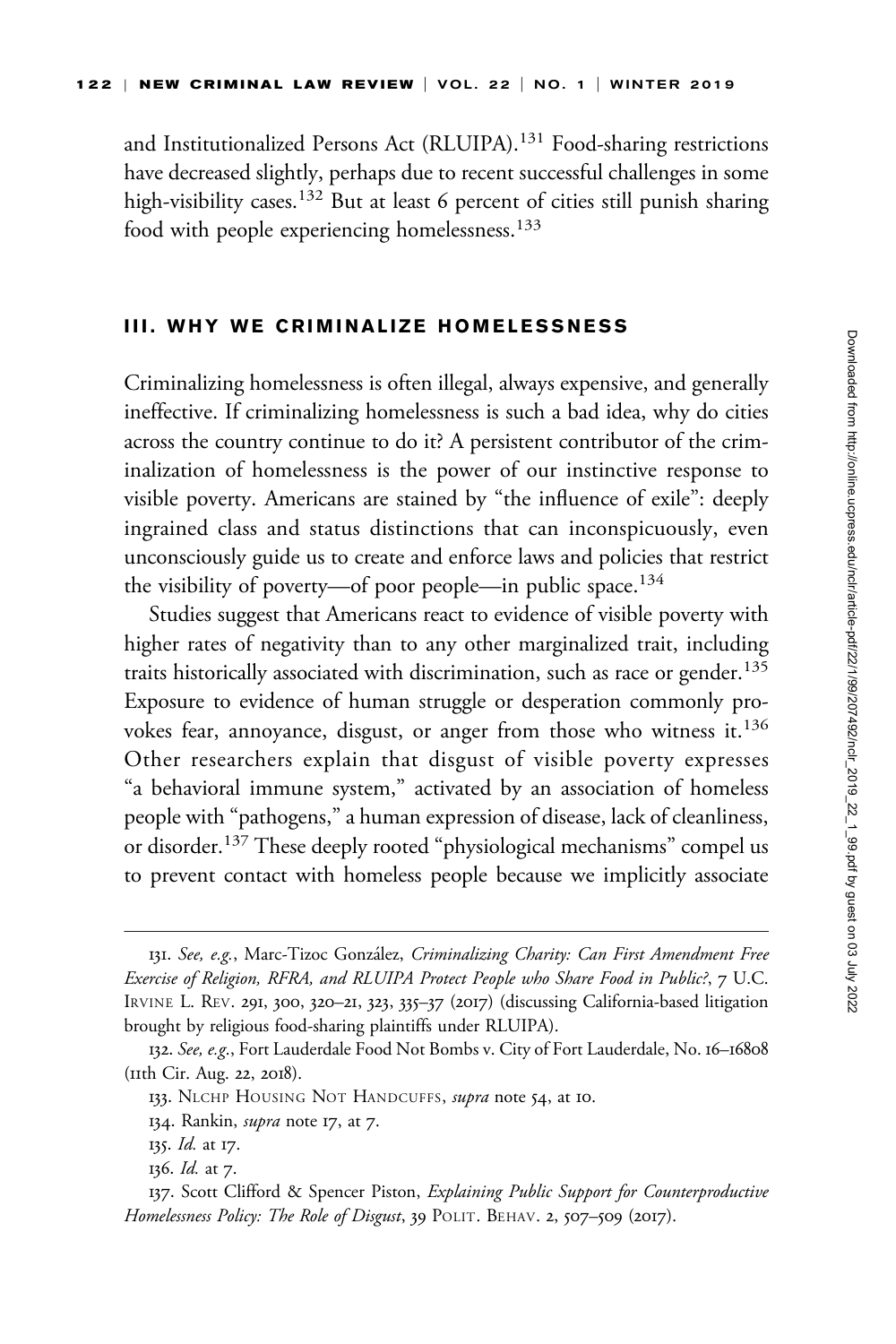and Institutionalized Persons Act (RLUIPA).[131] Food-sharing restrictions have decreased slightly, perhaps due to recent successful challenges in some high-visibility cases.[132] But at least 6 percent of cities still punish sharing food with people experiencing homelessness.[133]

### III. WHY WE CRIMINALIZE HOMELESSNESS

Criminalizing homelessness is often illegal, always expensive, and generally ineffective. If criminalizing homelessness is such a bad idea, why do cities across the country continue to do it? A persistent contributor of the criminalization of homelessness is the power of our instinctive response to visible poverty. Americans are stained by "the influence of exile": deeply ingrained class and status distinctions that can inconspicuously, even unconsciously guide us to create and enforce laws and policies that restrict the visibility of poverty—of poor people—in public space.[134]

Studies suggest that Americans react to evidence of visible poverty with higher rates of negativity than to any other marginalized trait, including traits historically associated with discrimination, such as race or gender.[135] Exposure to evidence of human struggle or desperation commonly provokes fear, annoyance, disgust, or anger from those who witness it.[136] Other researchers explain that disgust of visible poverty expresses "a behavioral immune system," activated by an association of homeless people with "pathogens," a human expression of disease, lack of cleanliness, or disorder.[137] These deeply rooted "physiological mechanisms" compel us to prevent contact with homeless people because we implicitly associate

---

131. *See, e.g.*, Marc-Tizoc González, *Criminalizing Charity: Can First Amendment Free Exercise of Religion, RFRA, and RLUIPA Protect People who Share Food in Public?*, 7 U.C. Irvine L. Rev. 291, 300, 320–21, 323, 335–37 (2017) (discussing California-based litigation brought by religious food-sharing plaintiffs under RLUIPA).

132. *See, e.g.*, Fort Lauderdale Food Not Bombs v. City of Fort Lauderdale, No. 16–16808 (11th Cir. Aug. 22, 2018).

133. NLCHP Housing Not Handcuffs, *supra* note 54, at 10.

134. Rankin, *supra* note 17, at 7.

135. *Id.* at 17.

136. *Id.* at 7.

137. Scott Clifford & Spencer Piston, *Explaining Public Support for Counterproductive Homelessness Policy: The Role of Disgust*, 39 Polit. Behav. 2, 507–509 (2017).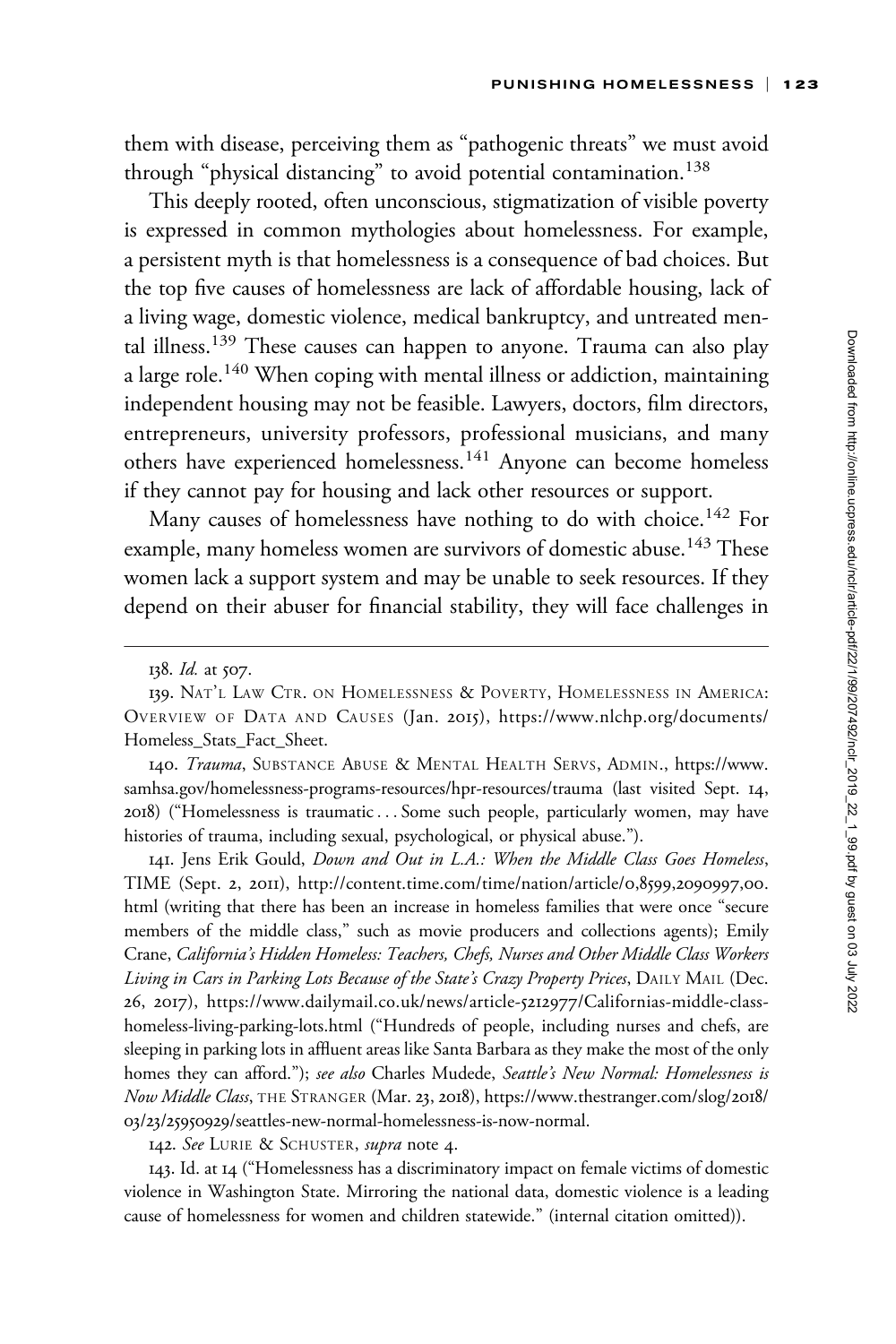them with disease, perceiving them as "pathogenic threats" we must avoid through "physical distancing" to avoid potential contamination.[138]

This deeply rooted, often unconscious, stigmatization of visible poverty is expressed in common mythologies about homelessness. For example, a persistent myth is that homelessness is a consequence of bad choices. But the top five causes of homelessness are lack of affordable housing, lack of a living wage, domestic violence, medical bankruptcy, and untreated mental illness.[139] These causes can happen to anyone. Trauma can also play a large role.[140] When coping with mental illness or addiction, maintaining independent housing may not be feasible. Lawyers, doctors, film directors, entrepreneurs, university professors, professional musicians, and many others have experienced homelessness.[141] Anyone can become homeless if they cannot pay for housing and lack other resources or support.

Many causes of homelessness have nothing to do with choice.[142] For example, many homeless women are survivors of domestic abuse.[143] These women lack a support system and may be unable to seek resources. If they depend on their abuser for financial stability, they will face challenges in

---

138. *Id.* at 507.

139. Nat'l Law Ctr. on Homelessness & Poverty, Homelessness in America: Overview of Data and Causes (Jan. 2015), https://www.nlchp.org/documents/Homeless_Stats_Fact_Sheet.

140. *Trauma*, Substance Abuse & Mental Health Servs, Admin., https://www.samhsa.gov/homelessness-programs-resources/hpr-resources/trauma (last visited Sept. 14, 2018) ("Homelessness is traumatic . . . Some such people, particularly women, may have histories of trauma, including sexual, psychological, or physical abuse.").

141. Jens Erik Gould, *Down and Out in L.A.: When the Middle Class Goes Homeless*, TIME (Sept. 2, 2011), http://content.time.com/time/nation/article/0,8599,2090997,00.html (writing that there has been an increase in homeless families that were once "secure members of the middle class," such as movie producers and collections agents); Emily Crane, *California's Hidden Homeless: Teachers, Chefs, Nurses and Other Middle Class Workers Living in Cars in Parking Lots Because of the State's Crazy Property Prices*, Daily Mail (Dec. 26, 2017), https://www.dailymail.co.uk/news/article-5212977/Californias-middle-class-homeless-living-parking-lots.html ("Hundreds of people, including nurses and chefs, are sleeping in parking lots in affluent areas like Santa Barbara as they make the most of the only homes they can afford."); *see also* Charles Mudede, *Seattle's New Normal: Homelessness is Now Middle Class*, The Stranger (Mar. 23, 2018), https://www.thestranger.com/slog/2018/03/23/25950929/seattles-new-normal-homelessness-is-now-normal.

142. *See* Lurie & Schuster, *supra* note 4.

143. Id. at 14 ("Homelessness has a discriminatory impact on female victims of domestic violence in Washington State. Mirroring the national data, domestic violence is a leading cause of homelessness for women and children statewide." (internal citation omitted)).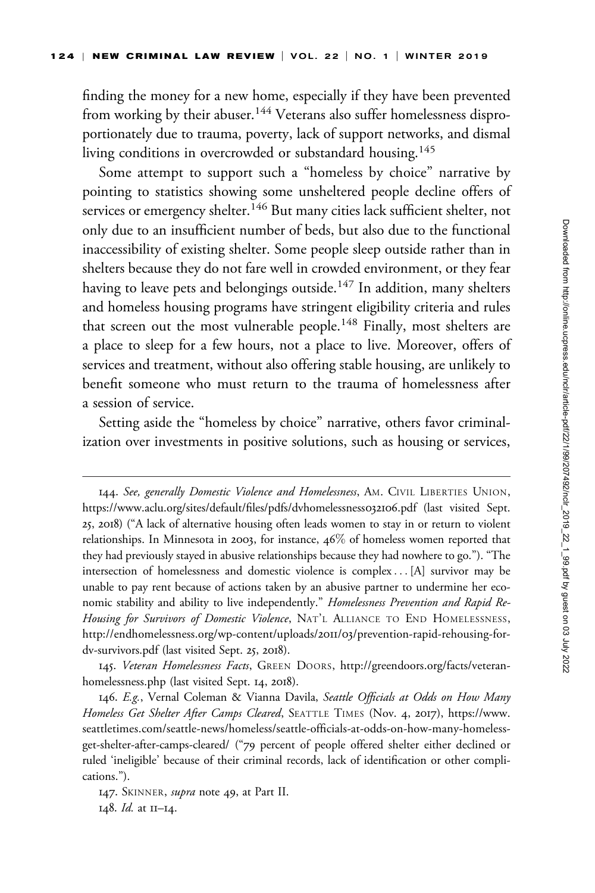finding the money for a new home, especially if they have been prevented from working by their abuser.[144] Veterans also suffer homelessness disproportionately due to trauma, poverty, lack of support networks, and dismal living conditions in overcrowded or substandard housing.[145]

Some attempt to support such a "homeless by choice" narrative by pointing to statistics showing some unsheltered people decline offers of services or emergency shelter.[146] But many cities lack sufficient shelter, not only due to an insufficient number of beds, but also due to the functional inaccessibility of existing shelter. Some people sleep outside rather than in shelters because they do not fare well in crowded environment, or they fear having to leave pets and belongings outside.[147] In addition, many shelters and homeless housing programs have stringent eligibility criteria and rules that screen out the most vulnerable people.[148] Finally, most shelters are a place to sleep for a few hours, not a place to live. Moreover, offers of services and treatment, without also offering stable housing, are unlikely to benefit someone who must return to the trauma of homelessness after a session of service.

Setting aside the "homeless by choice" narrative, others favor criminalization over investments in positive solutions, such as housing or services,

---

144. *See, generally Domestic Violence and Homelessness*, AM. CIVIL LIBERTIES UNION, https://www.aclu.org/sites/default/files/pdfs/dvhomelessness032106.pdf (last visited Sept. 25, 2018) ("A lack of alternative housing often leads women to stay in or return to violent relationships. In Minnesota in 2003, for instance, 46% of homeless women reported that they had previously stayed in abusive relationships because they had nowhere to go."). "The intersection of homelessness and domestic violence is complex . . . [A] survivor may be unable to pay rent because of actions taken by an abusive partner to undermine her economic stability and ability to live independently." *Homelessness Prevention and Rapid Re-Housing for Survivors of Domestic Violence*, NAT'L ALLIANCE TO END HOMELESSNESS, http://endhomelessness.org/wp-content/uploads/2011/03/prevention-rapid-rehousing-for-dv-survivors.pdf (last visited Sept. 25, 2018).

145. *Veteran Homelessness Facts*, GREEN DOORS, http://greendoors.org/facts/veteran-homelessness.php (last visited Sept. 14, 2018).

146. *E.g.*, Vernal Coleman & Vianna Davila, *Seattle Officials at Odds on How Many Homeless Get Shelter After Camps Cleared*, SEATTLE TIMES (Nov. 4, 2017), https://www.seattletimes.com/seattle-news/homeless/seattle-officials-at-odds-on-how-many-homeless-get-shelter-after-camps-cleared/ ("79 percent of people offered shelter either declined or ruled 'ineligible' because of their criminal records, lack of identification or other complications.").

147. SKINNER, *supra* note 49, at Part II.

148. *Id.* at 11–14.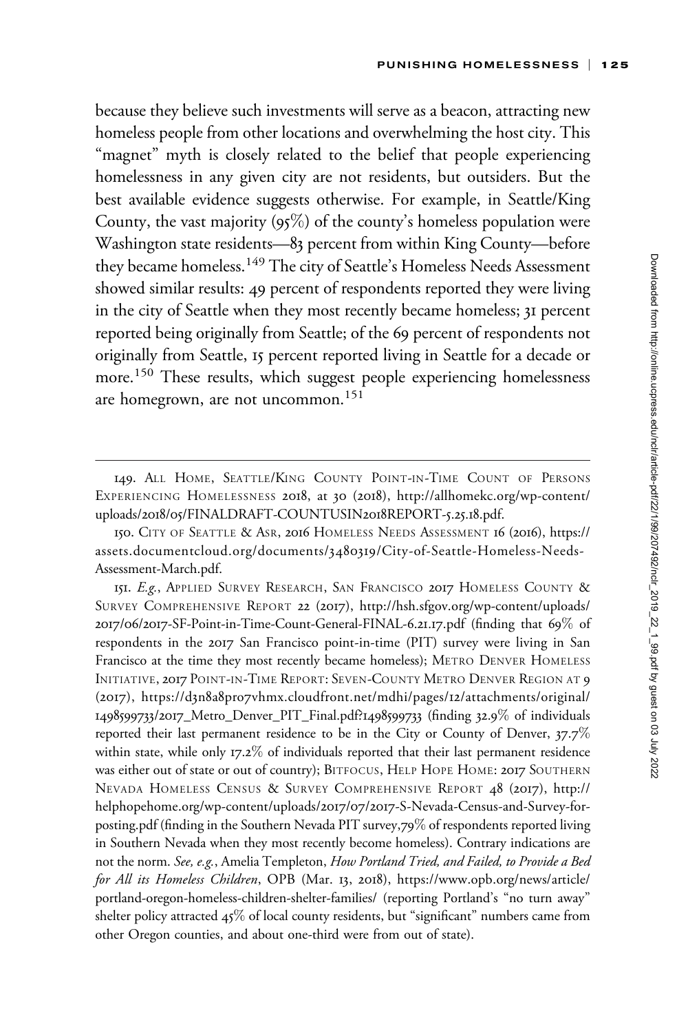because they believe such investments will serve as a beacon, attracting new homeless people from other locations and overwhelming the host city. This "magnet" myth is closely related to the belief that people experiencing homelessness in any given city are not residents, but outsiders. But the best available evidence suggests otherwise. For example, in Seattle/King County, the vast majority (95%) of the county's homeless population were Washington state residents—83 percent from within King County—before they became homeless.[149] The city of Seattle's Homeless Needs Assessment showed similar results: 49 percent of respondents reported they were living in the city of Seattle when they most recently became homeless; 31 percent reported being originally from Seattle; of the 69 percent of respondents not originally from Seattle, 15 percent reported living in Seattle for a decade or more.[150] These results, which suggest people experiencing homelessness are homegrown, are not uncommon.[151]

---

149. All Home, Seattle/King County Point-in-Time Count of Persons Experiencing Homelessness 2018, at 30 (2018), http://allhomekc.org/wp-content/uploads/2018/05/FINALDRAFT-COUNTUSIN2018REPORT-5.25.18.pdf.

150. City of Seattle & Asr, 2016 Homeless Needs Assessment 16 (2016), https://assets.documentcloud.org/documents/3480319/City-of-Seattle-Homeless-Needs-Assessment-March.pdf.

151. *E.g.*, Applied Survey Research, San Francisco 2017 Homeless County & Survey Comprehensive Report 22 (2017), http://hsh.sfgov.org/wp-content/uploads/2017/06/2017-SF-Point-in-Time-Count-General-FINAL-6.21.17.pdf (finding that 69% of respondents in the 2017 San Francisco point-in-time (PIT) survey were living in San Francisco at the time they most recently became homeless); Metro Denver Homeless Initiative, 2017 Point-in-Time Report: Seven-County Metro Denver Region at 9 (2017), https://d3n8a8pro7vhmx.cloudfront.net/mdhi/pages/12/attachments/original/1498599733/2017_Metro_Denver_PIT_Final.pdf?1498599733 (finding 32.9% of individuals reported their last permanent residence to be in the City or County of Denver, 37.7% within state, while only 17.2% of individuals reported that their last permanent residence was either out of state or out of country); Bitfocus, Help Hope Home: 2017 Southern Nevada Homeless Census & Survey Comprehensive Report 48 (2017), http://helphopehome.org/wp-content/uploads/2017/07/2017-S-Nevada-Census-and-Survey-for-posting.pdf (finding in the Southern Nevada PIT survey,79% of respondents reported living in Southern Nevada when they most recently become homeless). Contrary indications are not the norm. *See, e.g.*, Amelia Templeton, *How Portland Tried, and Failed, to Provide a Bed for All its Homeless Children*, OPB (Mar. 13, 2018), https://www.opb.org/news/article/portland-oregon-homeless-children-shelter-families/ (reporting Portland's "no turn away" shelter policy attracted 45% of local county residents, but "significant" numbers came from other Oregon counties, and about one-third were from out of state).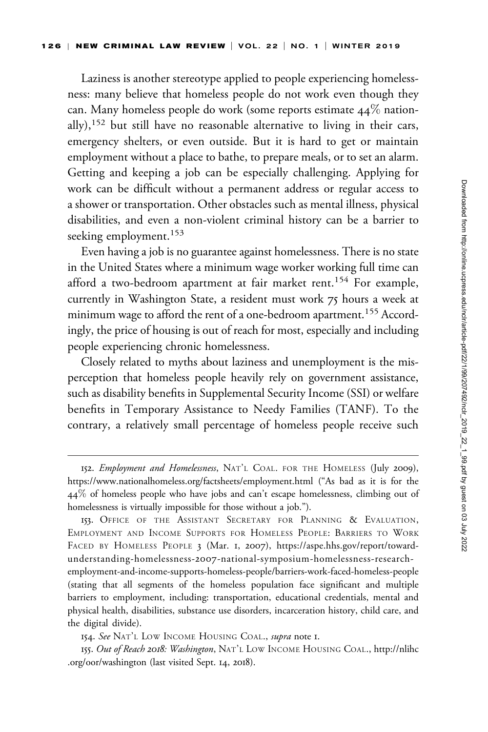Laziness is another stereotype applied to people experiencing homelessness: many believe that homeless people do not work even though they can. Many homeless people do work (some reports estimate 44% nationally),[152] but still have no reasonable alternative to living in their cars, emergency shelters, or even outside. But it is hard to get or maintain employment without a place to bathe, to prepare meals, or to set an alarm. Getting and keeping a job can be especially challenging. Applying for work can be difficult without a permanent address or regular access to a shower or transportation. Other obstacles such as mental illness, physical disabilities, and even a non-violent criminal history can be a barrier to seeking employment.[153]

Even having a job is no guarantee against homelessness. There is no state in the United States where a minimum wage worker working full time can afford a two-bedroom apartment at fair market rent.[154] For example, currently in Washington State, a resident must work 75 hours a week at minimum wage to afford the rent of a one-bedroom apartment.[155] Accordingly, the price of housing is out of reach for most, especially and including people experiencing chronic homelessness.

Closely related to myths about laziness and unemployment is the misperception that homeless people heavily rely on government assistance, such as disability benefits in Supplemental Security Income (SSI) or welfare benefits in Temporary Assistance to Needy Families (TANF). To the contrary, a relatively small percentage of homeless people receive such

---

152. *Employment and Homelessness*, NAT'L COAL. FOR THE HOMELESS (July 2009), https://www.nationalhomeless.org/factsheets/employment.html ("As bad as it is for the 44% of homeless people who have jobs and can't escape homelessness, climbing out of homelessness is virtually impossible for those without a job.").

153. OFFICE OF THE ASSISTANT SECRETARY FOR PLANNING & EVALUATION, EMPLOYMENT AND INCOME SUPPORTS FOR HOMELESS PEOPLE: BARRIERS TO WORK FACED BY HOMELESS PEOPLE 3 (Mar. 1, 2007), https://aspe.hhs.gov/report/toward-understanding-homelessness-2007-national-symposium-homelessness-research-employment-and-income-supports-homeless-people/barriers-work-faced-homeless-people (stating that all segments of the homeless population face significant and multiple barriers to employment, including: transportation, educational credentials, mental and physical health, disabilities, substance use disorders, incarceration history, child care, and the digital divide).

154. *See* NAT'L LOW INCOME HOUSING COAL., *supra* note 1.

155. *Out of Reach 2018: Washington*, NAT'L LOW INCOME HOUSING COAL., http://nlihc.org/oor/washington (last visited Sept. 14, 2018).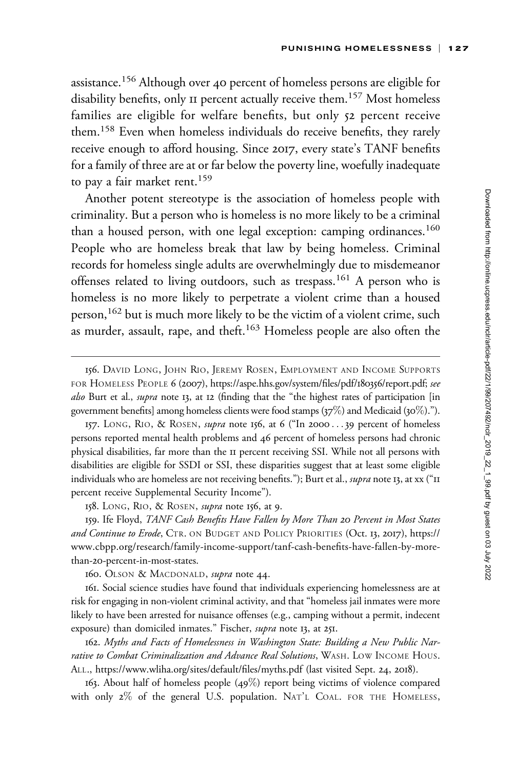assistance.[156] Although over 40 percent of homeless persons are eligible for disability benefits, only 11 percent actually receive them.[157] Most homeless families are eligible for welfare benefits, but only 52 percent receive them.[158] Even when homeless individuals do receive benefits, they rarely receive enough to afford housing. Since 2017, every state's TANF benefits for a family of three are at or far below the poverty line, woefully inadequate to pay a fair market rent.[159]

Another potent stereotype is the association of homeless people with criminality. But a person who is homeless is no more likely to be a criminal than a housed person, with one legal exception: camping ordinances.[160] People who are homeless break that law by being homeless. Criminal records for homeless single adults are overwhelmingly due to misdemeanor offenses related to living outdoors, such as trespass.[161] A person who is homeless is no more likely to perpetrate a violent crime than a housed person,[162] but is much more likely to be the victim of a violent crime, such as murder, assault, rape, and theft.[163] Homeless people are also often the

---

156. David Long, John Rio, Jeremy Rosen, Employment and Income Supports for Homeless People 6 (2007), https://aspe.hhs.gov/system/files/pdf/180356/report.pdf; *see also* Burt et al., *supra* note 13, at 12 (finding that the "the highest rates of participation [in government benefits] among homeless clients were food stamps (37%) and Medicaid (30%).").

157. Long, Rio, & Rosen, *supra* note 156, at 6 ("In 2000 . . . 39 percent of homeless persons reported mental health problems and 46 percent of homeless persons had chronic physical disabilities, far more than the 11 percent receiving SSI. While not all persons with disabilities are eligible for SSDI or SSI, these disparities suggest that at least some eligible individuals who are homeless are not receiving benefits."); Burt et al., *supra* note 13, at xx ("11 percent receive Supplemental Security Income").

158. Long, Rio, & Rosen, *supra* note 156, at 9.

159. Ife Floyd, *TANF Cash Benefits Have Fallen by More Than 20 Percent in Most States and Continue to Erode*, Ctr. on Budget and Policy Priorities (Oct. 13, 2017), https://www.cbpp.org/research/family-income-support/tanf-cash-benefits-have-fallen-by-more-than-20-percent-in-most-states.

160. Olson & Macdonald, *supra* note 44.

161. Social science studies have found that individuals experiencing homelessness are at risk for engaging in non-violent criminal activity, and that "homeless jail inmates were more likely to have been arrested for nuisance offenses (e.g., camping without a permit, indecent exposure) than domiciled inmates." Fischer, *supra* note 13, at 251.

162. *Myths and Facts of Homelessness in Washington State: Building a New Public Narrative to Combat Criminalization and Advance Real Solutions*, Wash. Low Income Hous. All., https://www.wliha.org/sites/default/files/myths.pdf (last visited Sept. 24, 2018).

163. About half of homeless people (49%) report being victims of violence compared with only 2% of the general U.S. population. Nat'l Coal. for the Homeless,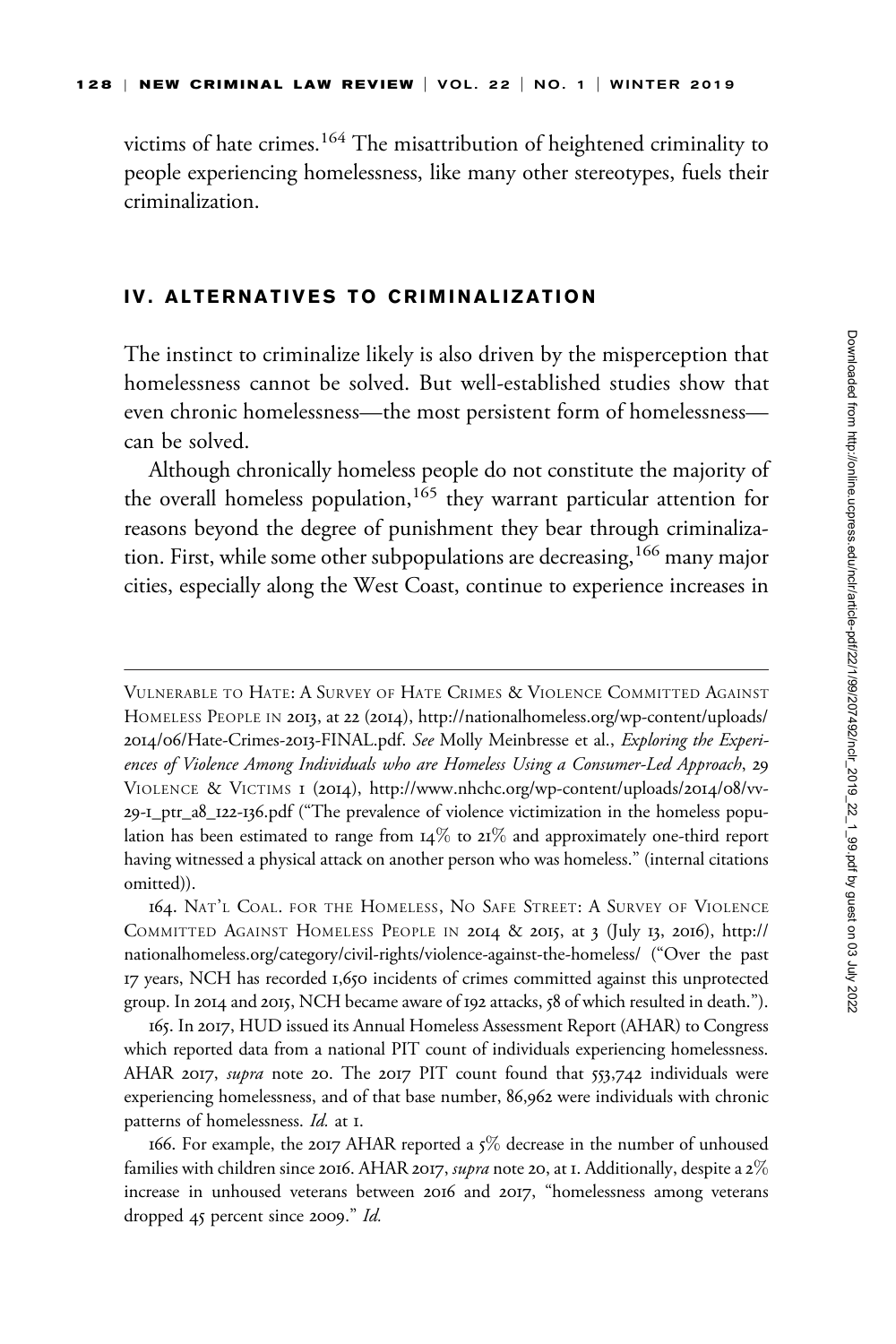victims of hate crimes.[164] The misattribution of heightened criminality to people experiencing homelessness, like many other stereotypes, fuels their criminalization.

## IV. ALTERNATIVES TO CRIMINALIZATION

The instinct to criminalize likely is also driven by the misperception that homelessness cannot be solved. But well-established studies show that even chronic homelessness—the most persistent form of homelessness—can be solved.

Although chronically homeless people do not constitute the majority of the overall homeless population,[165] they warrant particular attention for reasons beyond the degree of punishment they bear through criminalization. First, while some other subpopulations are decreasing,[166] many major cities, especially along the West Coast, continue to experience increases in

---

Vulnerable to Hate: A Survey of Hate Crimes & Violence Committed Against Homeless People in 2013, at 22 (2014), http://nationalhomeless.org/wp-content/uploads/2014/06/Hate-Crimes-2013-FINAL.pdf. *See* Molly Meinbresse et al., *Exploring the Experiences of Violence Among Individuals who are Homeless Using a Consumer-Led Approach*, 29 Violence & Victims 1 (2014), http://www.nhchc.org/wp-content/uploads/2014/08/vv-29-1_ptr_a8_122-136.pdf ("The prevalence of violence victimization in the homeless population has been estimated to range from 14% to 21% and approximately one-third report having witnessed a physical attack on another person who was homeless." (internal citations omitted)).

164. Nat'l Coal. for the Homeless, No Safe Street: A Survey of Violence Committed Against Homeless People in 2014 & 2015, at 3 (July 13, 2016), http://nationalhomeless.org/category/civil-rights/violence-against-the-homeless/ ("Over the past 17 years, NCH has recorded 1,650 incidents of crimes committed against this unprotected group. In 2014 and 2015, NCH became aware of 192 attacks, 58 of which resulted in death.").

165. In 2017, HUD issued its Annual Homeless Assessment Report (AHAR) to Congress which reported data from a national PIT count of individuals experiencing homelessness. AHAR 2017, *supra* note 20. The 2017 PIT count found that 553,742 individuals were experiencing homelessness, and of that base number, 86,962 were individuals with chronic patterns of homelessness. *Id.* at 1.

166. For example, the 2017 AHAR reported a 5% decrease in the number of unhoused families with children since 2016. AHAR 2017, *supra* note 20, at 1. Additionally, despite a 2% increase in unhoused veterans between 2016 and 2017, "homelessness among veterans dropped 45 percent since 2009." *Id.*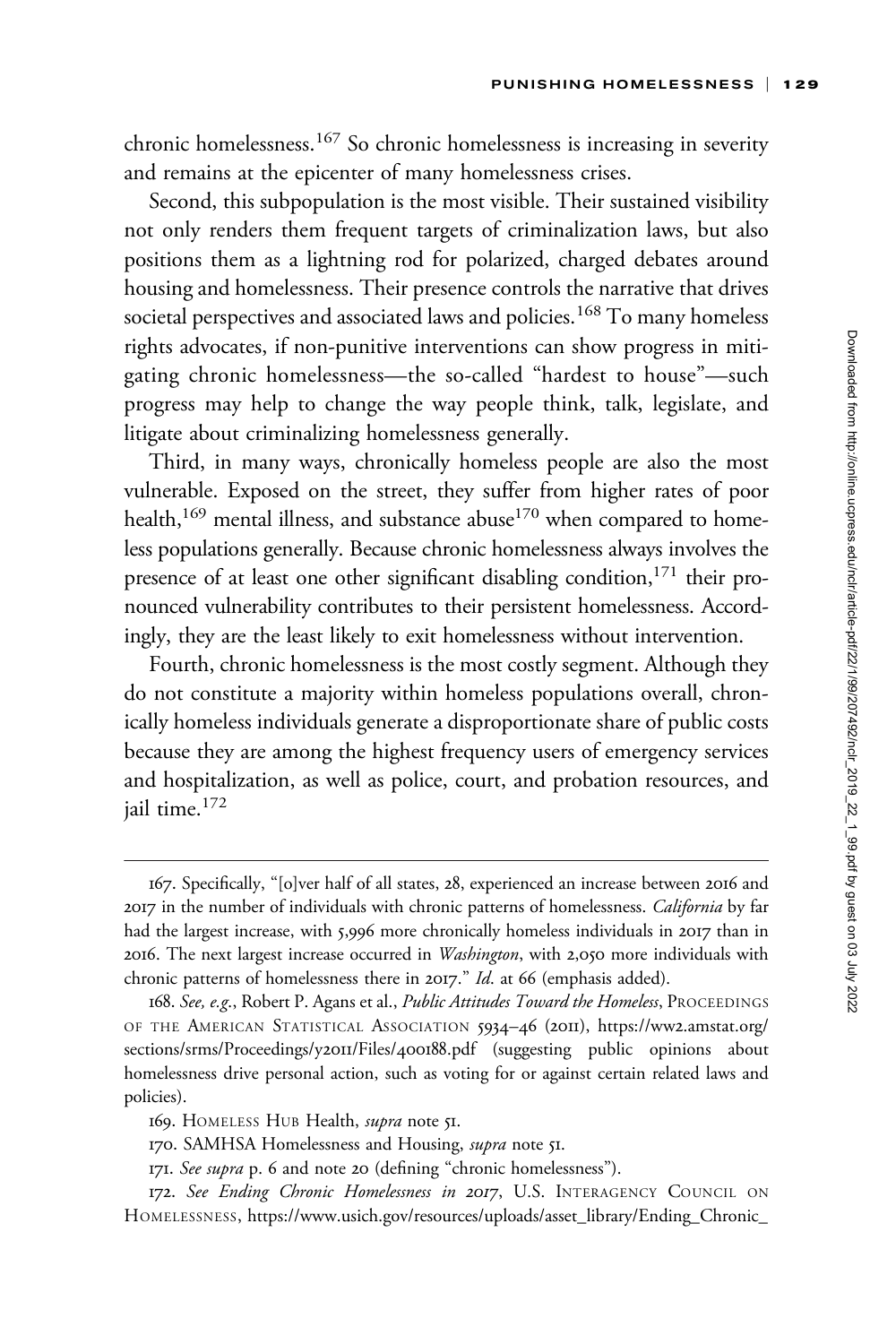chronic homelessness.[167] So chronic homelessness is increasing in severity and remains at the epicenter of many homelessness crises.

Second, this subpopulation is the most visible. Their sustained visibility not only renders them frequent targets of criminalization laws, but also positions them as a lightning rod for polarized, charged debates around housing and homelessness. Their presence controls the narrative that drives societal perspectives and associated laws and policies.[168] To many homeless rights advocates, if non-punitive interventions can show progress in mitigating chronic homelessness—the so-called "hardest to house"—such progress may help to change the way people think, talk, legislate, and litigate about criminalizing homelessness generally.

Third, in many ways, chronically homeless people are also the most vulnerable. Exposed on the street, they suffer from higher rates of poor health,[169] mental illness, and substance abuse[170] when compared to homeless populations generally. Because chronic homelessness always involves the presence of at least one other significant disabling condition,[171] their pronounced vulnerability contributes to their persistent homelessness. Accordingly, they are the least likely to exit homelessness without intervention.

Fourth, chronic homelessness is the most costly segment. Although they do not constitute a majority within homeless populations overall, chronically homeless individuals generate a disproportionate share of public costs because they are among the highest frequency users of emergency services and hospitalization, as well as police, court, and probation resources, and jail time.[172]

---

167. Specifically, "[o]ver half of all states, 28, experienced an increase between 2016 and 2017 in the number of individuals with chronic patterns of homelessness. *California* by far had the largest increase, with 5,996 more chronically homeless individuals in 2017 than in 2016. The next largest increase occurred in *Washington*, with 2,050 more individuals with chronic patterns of homelessness there in 2017." *Id.* at 66 (emphasis added).

168. *See, e.g.*, Robert P. Agans et al., *Public Attitudes Toward the Homeless*, PROCEEDINGS OF THE AMERICAN STATISTICAL ASSOCIATION 5934–46 (2011), https://ww2.amstat.org/sections/srms/Proceedings/y2011/Files/400188.pdf (suggesting public opinions about homelessness drive personal action, such as voting for or against certain related laws and policies).

169. HOMELESS HUB Health, *supra* note 51.

170. SAMHSA Homelessness and Housing, *supra* note 51.

171. *See supra* p. 6 and note 20 (defining "chronic homelessness").

172. *See Ending Chronic Homelessness in 2017*, U.S. INTERAGENCY COUNCIL ON HOMELESSNESS, https://www.usich.gov/resources/uploads/asset_library/Ending_Chronic_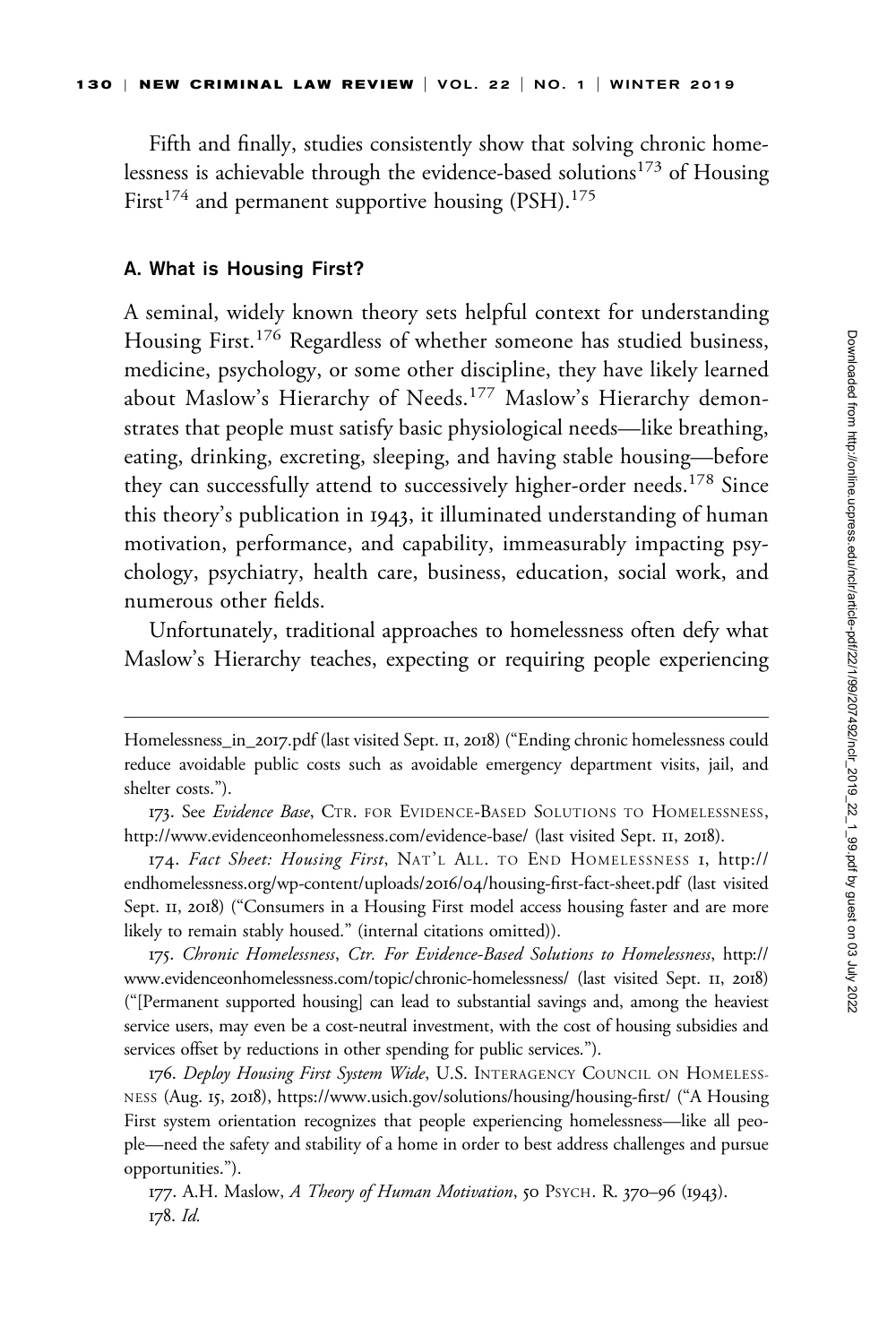Fifth and finally, studies consistently show that solving chronic homelessness is achievable through the evidence-based solutions[173] of Housing First[174] and permanent supportive housing (PSH).[175]

### A. What is Housing First?

A seminal, widely known theory sets helpful context for understanding Housing First.[176] Regardless of whether someone has studied business, medicine, psychology, or some other discipline, they have likely learned about Maslow's Hierarchy of Needs.[177] Maslow's Hierarchy demonstrates that people must satisfy basic physiological needs—like breathing, eating, drinking, excreting, sleeping, and having stable housing—before they can successfully attend to successively higher-order needs.[178] Since this theory's publication in 1943, it illuminated understanding of human motivation, performance, and capability, immeasurably impacting psychology, psychiatry, health care, business, education, social work, and numerous other fields.

Unfortunately, traditional approaches to homelessness often defy what Maslow's Hierarchy teaches, expecting or requiring people experiencing

---

Homelessness_in_2017.pdf (last visited Sept. 11, 2018) ("Ending chronic homelessness could reduce avoidable public costs such as avoidable emergency department visits, jail, and shelter costs.").

173. See *Evidence Base*, Ctr. for Evidence-Based Solutions to Homelessness, http://www.evidenceonhomelessness.com/evidence-base/ (last visited Sept. 11, 2018).

174. *Fact Sheet: Housing First*, Nat'l All. to End Homelessness 1, http://endhomelessness.org/wp-content/uploads/2016/04/housing-first-fact-sheet.pdf (last visited Sept. 11, 2018) ("Consumers in a Housing First model access housing faster and are more likely to remain stably housed." (internal citations omitted)).

175. *Chronic Homelessness*, *Ctr. For Evidence-Based Solutions to Homelessness*, http://www.evidenceonhomelessness.com/topic/chronic-homelessness/ (last visited Sept. 11, 2018) ("[Permanent supported housing] can lead to substantial savings and, among the heaviest service users, may even be a cost-neutral investment, with the cost of housing subsidies and services offset by reductions in other spending for public services.").

176. *Deploy Housing First System Wide*, U.S. Interagency Council on Homelessness (Aug. 15, 2018), https://www.usich.gov/solutions/housing/housing-first/ ("A Housing First system orientation recognizes that people experiencing homelessness—like all people—need the safety and stability of a home in order to best address challenges and pursue opportunities.").

177. A.H. Maslow, *A Theory of Human Motivation*, 50 Psych. R. 370–96 (1943).

178. *Id.*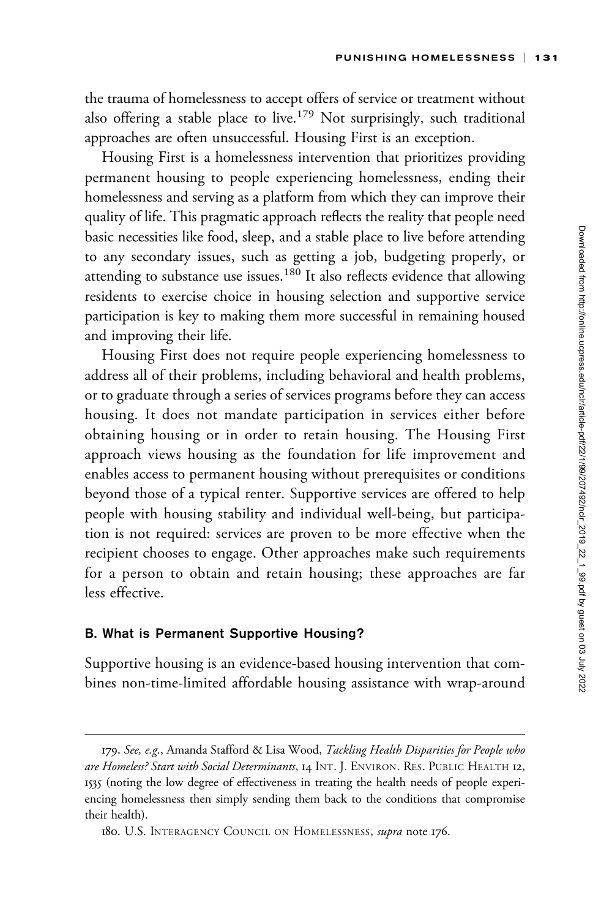the trauma of homelessness to accept offers of service or treatment without also offering a stable place to live.[179] Not surprisingly, such traditional approaches are often unsuccessful. Housing First is an exception.

Housing First is a homelessness intervention that prioritizes providing permanent housing to people experiencing homelessness, ending their homelessness and serving as a platform from which they can improve their quality of life. This pragmatic approach reflects the reality that people need basic necessities like food, sleep, and a stable place to live before attending to any secondary issues, such as getting a job, budgeting properly, or attending to substance use issues.[180] It also reflects evidence that allowing residents to exercise choice in housing selection and supportive service participation is key to making them more successful in remaining housed and improving their life.

Housing First does not require people experiencing homelessness to address all of their problems, including behavioral and health problems, or to graduate through a series of services programs before they can access housing. It does not mandate participation in services either before obtaining housing or in order to retain housing. The Housing First approach views housing as the foundation for life improvement and enables access to permanent housing without prerequisites or conditions beyond those of a typical renter. Supportive services are offered to help people with housing stability and individual well-being, but participation is not required: services are proven to be more effective when the recipient chooses to engage. Other approaches make such requirements for a person to obtain and retain housing; these approaches are far less effective.

### B. What is Permanent Supportive Housing?

Supportive housing is an evidence-based housing intervention that combines non-time-limited affordable housing assistance with wrap-around

---

179. *See, e.g.*, Amanda Stafford & Lisa Wood, *Tackling Health Disparities for People who are Homeless? Start with Social Determinants*, 14 INT. J. ENVIRON. RES. PUBLIC HEALTH 12, 1535 (noting the low degree of effectiveness in treating the health needs of people experiencing homelessness then simply sending them back to the conditions that compromise their health).

180. U.S. INTERAGENCY COUNCIL ON HOMELESSNESS, *supra* note 176.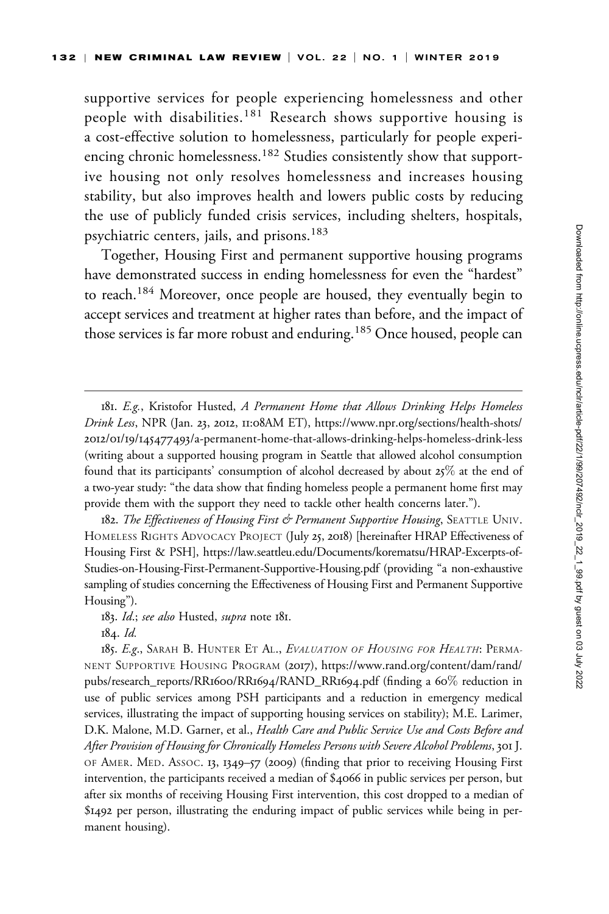supportive services for people experiencing homelessness and other people with disabilities.[181] Research shows supportive housing is a cost-effective solution to homelessness, particularly for people experiencing chronic homelessness.[182] Studies consistently show that supportive housing not only resolves homelessness and increases housing stability, but also improves health and lowers public costs by reducing the use of publicly funded crisis services, including shelters, hospitals, psychiatric centers, jails, and prisons.[183]

Together, Housing First and permanent supportive housing programs have demonstrated success in ending homelessness for even the "hardest" to reach.[184] Moreover, once people are housed, they eventually begin to accept services and treatment at higher rates than before, and the impact of those services is far more robust and enduring.[185] Once housed, people can

---

181. *E.g.*, Kristofor Husted, *A Permanent Home that Allows Drinking Helps Homeless Drink Less*, NPR (Jan. 23, 2012, 11:08AM ET), https://www.npr.org/sections/health-shots/2012/01/19/145477493/a-permanent-home-that-allows-drinking-helps-homeless-drink-less (writing about a supported housing program in Seattle that allowed alcohol consumption found that its participants' consumption of alcohol decreased by about 25% at the end of a two-year study: "the data show that finding homeless people a permanent home first may provide them with the support they need to tackle other health concerns later.").

182. *The Effectiveness of Housing First & Permanent Supportive Housing*, Seattle Univ. Homeless Rights Advocacy Project (July 25, 2018) [hereinafter HRAP Effectiveness of Housing First & PSH], https://law.seattleu.edu/Documents/korematsu/HRAP-Excerpts-of-Studies-on-Housing-First-Permanent-Supportive-Housing.pdf (providing "a non-exhaustive sampling of studies concerning the Effectiveness of Housing First and Permanent Supportive Housing").

183. *Id.*; *see also* Husted, *supra* note 181.

184. *Id.*

185. *E.g.*, Sarah B. Hunter et al., *Evaluation of Housing for Health*: Permanent Supportive Housing Program (2017), https://www.rand.org/content/dam/rand/pubs/research_reports/RR1600/RR1694/RAND_RR1694.pdf (finding a 60% reduction in use of public services among PSH participants and a reduction in emergency medical services, illustrating the impact of supporting housing services on stability); M.E. Larimer, D.K. Malone, M.D. Garner, et al., *Health Care and Public Service Use and Costs Before and After Provision of Housing for Chronically Homeless Persons with Severe Alcohol Problems*, 301 J. of Amer. Med. Assoc. 13, 1349–57 (2009) (finding that prior to receiving Housing First intervention, the participants received a median of $4066 in public services per person, but after six months of receiving Housing First intervention, this cost dropped to a median of $1492 per person, illustrating the enduring impact of public services while being in permanent housing).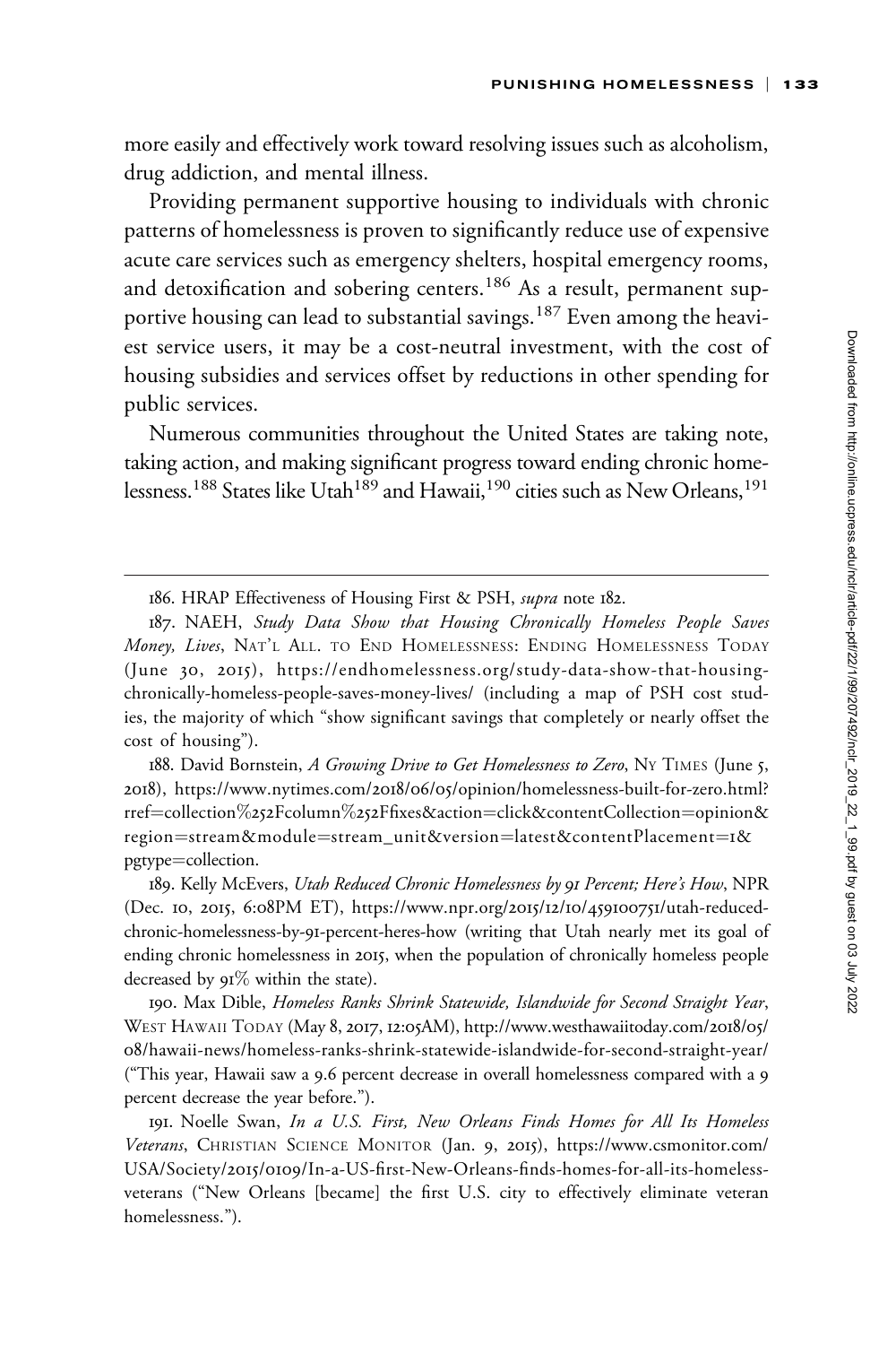more easily and effectively work toward resolving issues such as alcoholism, drug addiction, and mental illness.

Providing permanent supportive housing to individuals with chronic patterns of homelessness is proven to significantly reduce use of expensive acute care services such as emergency shelters, hospital emergency rooms, and detoxification and sobering centers.[186] As a result, permanent supportive housing can lead to substantial savings.[187] Even among the heaviest service users, it may be a cost-neutral investment, with the cost of housing subsidies and services offset by reductions in other spending for public services.

Numerous communities throughout the United States are taking note, taking action, and making significant progress toward ending chronic homelessness.[188] States like Utah[189] and Hawaii,[190] cities such as New Orleans,[191]

---

186. HRAP Effectiveness of Housing First & PSH, *supra* note 182.

187. NAEH, *Study Data Show that Housing Chronically Homeless People Saves Money, Lives*, NAT'L ALL. TO END HOMELESSNESS: ENDING HOMELESSNESS TODAY (June 30, 2015), https://endhomelessness.org/study-data-show-that-housing-chronically-homeless-people-saves-money-lives/ (including a map of PSH cost studies, the majority of which "show significant savings that completely or nearly offset the cost of housing").

188. David Bornstein, *A Growing Drive to Get Homelessness to Zero*, NY TIMES (June 5, 2018), https://www.nytimes.com/2018/06/05/opinion/homelessness-built-for-zero.html?rref=collection%252Fcolumn%252Ffixes&action=click&contentCollection=opinion&region=stream&module=stream_unit&version=latest&contentPlacement=1&pgtype=collection.

189. Kelly McEvers, *Utah Reduced Chronic Homelessness by 91 Percent; Here's How*, NPR (Dec. 10, 2015, 6:08PM ET), https://www.npr.org/2015/12/10/459100751/utah-reduced-chronic-homelessness-by-91-percent-heres-how (writing that Utah nearly met its goal of ending chronic homelessness in 2015, when the population of chronically homeless people decreased by 91% within the state).

190. Max Dible, *Homeless Ranks Shrink Statewide, Islandwide for Second Straight Year*, WEST HAWAII TODAY (May 8, 2017, 12:05AM), http://www.westhawaiitoday.com/2018/05/08/hawaii-news/homeless-ranks-shrink-statewide-islandwide-for-second-straight-year/ ("This year, Hawaii saw a 9.6 percent decrease in overall homelessness compared with a 9 percent decrease the year before.").

191. Noelle Swan, *In a U.S. First, New Orleans Finds Homes for All Its Homeless Veterans*, CHRISTIAN SCIENCE MONITOR (Jan. 9, 2015), https://www.csmonitor.com/USA/Society/2015/0109/In-a-US-first-New-Orleans-finds-homes-for-all-its-homeless-veterans ("New Orleans [became] the first U.S. city to effectively eliminate veteran homelessness.").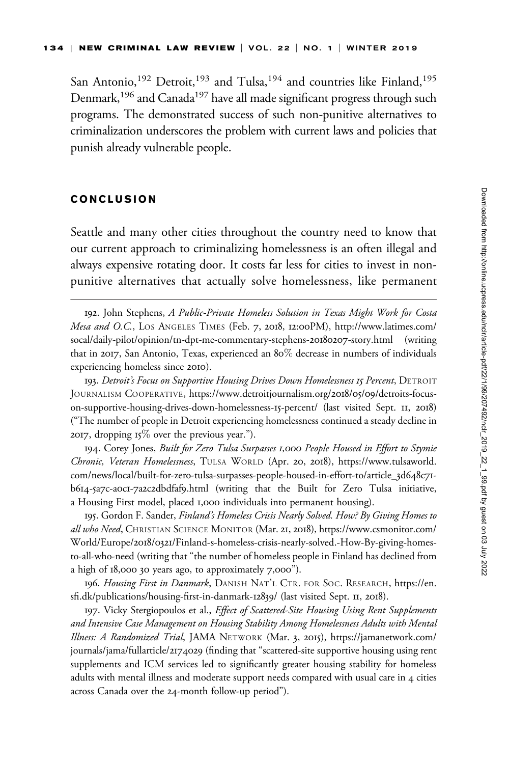San Antonio,[192] Detroit,[193] and Tulsa,[194] and countries like Finland,[195] Denmark,[196] and Canada[197] have all made significant progress through such programs. The demonstrated success of such non-punitive alternatives to criminalization underscores the problem with current laws and policies that punish already vulnerable people.

## CONCLUSION

Seattle and many other cities throughout the country need to know that our current approach to criminalizing homelessness is an often illegal and always expensive rotating door. It costs far less for cities to invest in non-punitive alternatives that actually solve homelessness, like permanent

---

192. John Stephens, *A Public-Private Homeless Solution in Texas Might Work for Costa Mesa and O.C.*, LOS ANGELES TIMES (Feb. 7, 2018, 12:00PM), http://www.latimes.com/socal/daily-pilot/opinion/tn-dpt-me-commentary-stephens-20180207-story.html (writing that in 2017, San Antonio, Texas, experienced an 80% decrease in numbers of individuals experiencing homeless since 2010).

193. *Detroit's Focus on Supportive Housing Drives Down Homelessness 15 Percent*, DETROIT JOURNALISM COOPERATIVE, https://www.detroitjournalism.org/2018/05/09/detroits-focus-on-supportive-housing-drives-down-homelessness-15-percent/ (last visited Sept. 11, 2018) ("The number of people in Detroit experiencing homelessness continued a steady decline in 2017, dropping 15% over the previous year.").

194. Corey Jones, *Built for Zero Tulsa Surpasses 1,000 People Housed in Effort to Stymie Chronic, Veteran Homelessness*, TULSA WORLD (Apr. 20, 2018), https://www.tulsaworld.com/news/local/built-for-zero-tulsa-surpasses-people-housed-in-effort-to/article_3d648c71-b614-5a7c-a0c1-7a2c2dbdfaf9.html (writing that the Built for Zero Tulsa initiative, a Housing First model, placed 1,000 individuals into permanent housing).

195. Gordon F. Sander, *Finland's Homeless Crisis Nearly Solved. How? By Giving Homes to all who Need*, CHRISTIAN SCIENCE MONITOR (Mar. 21, 2018), https://www.csmonitor.com/World/Europe/2018/0321/Finland-s-homeless-crisis-nearly-solved.-How-By-giving-homes-to-all-who-need (writing that "the number of homeless people in Finland has declined from a high of 18,000 30 years ago, to approximately 7,000").

196. *Housing First in Danmark*, DANISH NAT'L CTR. FOR SOC. RESEARCH, https://en.sfi.dk/publications/housing-first-in-danmark-12839/ (last visited Sept. 11, 2018).

197. Vicky Stergiopoulos et al., *Effect of Scattered-Site Housing Using Rent Supplements and Intensive Case Management on Housing Stability Among Homelessness Adults with Mental Illness: A Randomized Trial*, JAMA NETWORK (Mar. 3, 2015), https://jamanetwork.com/journals/jama/fullarticle/2174029 (finding that "scattered-site supportive housing using rent supplements and ICM services led to significantly greater housing stability for homeless adults with mental illness and moderate support needs compared with usual care in 4 cities across Canada over the 24-month follow-up period").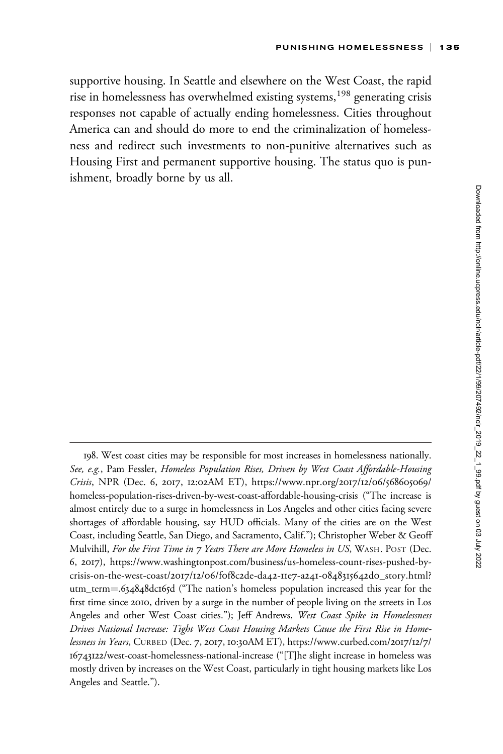supportive housing. In Seattle and elsewhere on the West Coast, the rapid rise in homelessness has overwhelmed existing systems,[198] generating crisis responses not capable of actually ending homelessness. Cities throughout America can and should do more to end the criminalization of homelessness and redirect such investments to non-punitive alternatives such as Housing First and permanent supportive housing. The status quo is punishment, broadly borne by us all.

---

198. West coast cities may be responsible for most increases in homelessness nationally. *See, e.g.*, Pam Fessler, *Homeless Population Rises, Driven by West Coast Affordable-Housing Crisis*, NPR (Dec. 6, 2017, 12:02AM ET), https://www.npr.org/2017/12/06/568605069/homeless-population-rises-driven-by-west-coast-affordable-housing-crisis ("The increase is almost entirely due to a surge in homelessness in Los Angeles and other cities facing severe shortages of affordable housing, say HUD officials. Many of the cities are on the West Coast, including Seattle, San Diego, and Sacramento, Calif."); Christopher Weber & Geoff Mulvihill, *For the First Time in 7 Years There are More Homeless in US*, WASH. POST (Dec. 6, 2017), https://www.washingtonpost.com/business/us-homeless-count-rises-pushed-by-crisis-on-the-west-coast/2017/12/06/f0f8c2de-da42-11e7-a241-0848315642d0_story.html?utm_term=.634848dc165d ("The nation's homeless population increased this year for the first time since 2010, driven by a surge in the number of people living on the streets in Los Angeles and other West Coast cities."); Jeff Andrews, *West Coast Spike in Homelessness Drives National Increase: Tight West Coast Housing Markets Cause the First Rise in Homelessness in Years*, CURBED (Dec. 7, 2017, 10:30AM ET), https://www.curbed.com/2017/12/7/16743122/west-coast-homelessness-national-increase ("[T]he slight increase in homeless was mostly driven by increases on the West Coast, particularly in tight housing markets like Los Angeles and Seattle.").